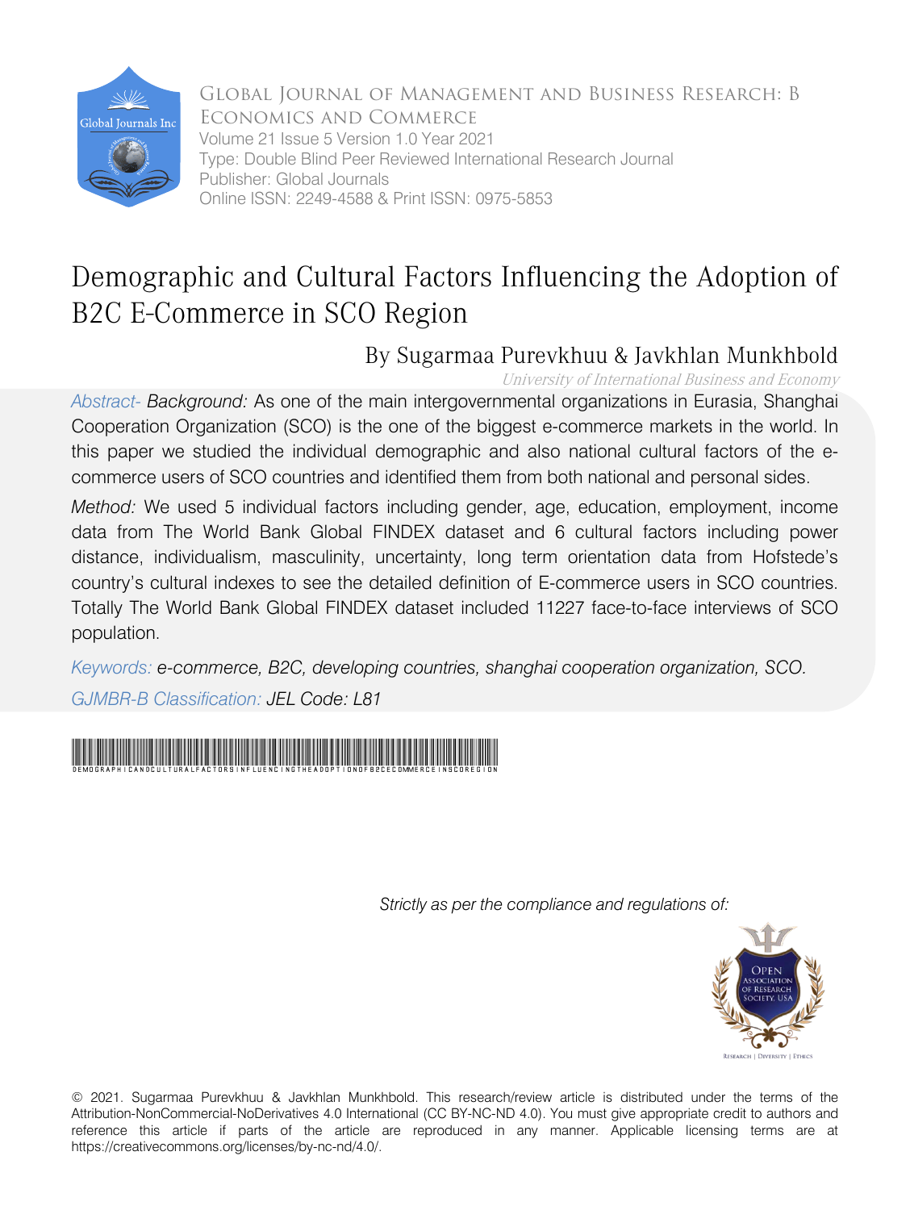Global Journal of Management and Business Research: B Economics and Commerce
Volume 21 Issue 5 Version 1.0 Year 2021
Type: Double Blind Peer Reviewed International Research Journal
Publisher: Global Journals
Online ISSN: 2249-4588 & Print ISSN: 0975-5853

# Demographic and Cultural Factors Influencing the Adoption of B2C E-Commerce in SCO Region

By Sugarmaa Purevkhuu & Javkhlan Munkhbold

*University of International Business and Economy*

*Abstract- Background:* As one of the main intergovernmental organizations in Eurasia, Shanghai Cooperation Organization (SCO) is the one of the biggest e-commerce markets in the world. In this paper we studied the individual demographic and also national cultural factors of the e-commerce users of SCO countries and identified them from both national and personal sides.

*Method:* We used 5 individual factors including gender, age, education, employment, income data from The World Bank Global FINDEX dataset and 6 cultural factors including power distance, individualism, masculinity, uncertainty, long term orientation data from Hofstede's country's cultural indexes to see the detailed definition of E-commerce users in SCO countries. Totally The World Bank Global FINDEX dataset included 11227 face-to-face interviews of SCO population.

*Keywords: e-commerce, B2C, developing countries, shanghai cooperation organization, SCO.*

*GJMBR-B Classification: JEL Code: L81*

DEMOGRAPHICANDCULTURALFACTORSINFLUENCINGTHEADOPTIONOFB2CECOMMERCEINSCOREGION

*Strictly as per the compliance and regulations of:*

© 2021. Sugarmaa Purevkhuu & Javkhlan Munkhbold. This research/review article is distributed under the terms of the Attribution-NonCommercial-NoDerivatives 4.0 International (CC BY-NC-ND 4.0). You must give appropriate credit to authors and reference this article if parts of the article are reproduced in any manner. Applicable licensing terms are at https://creativecommons.org/licenses/by-nc-nd/4.0/.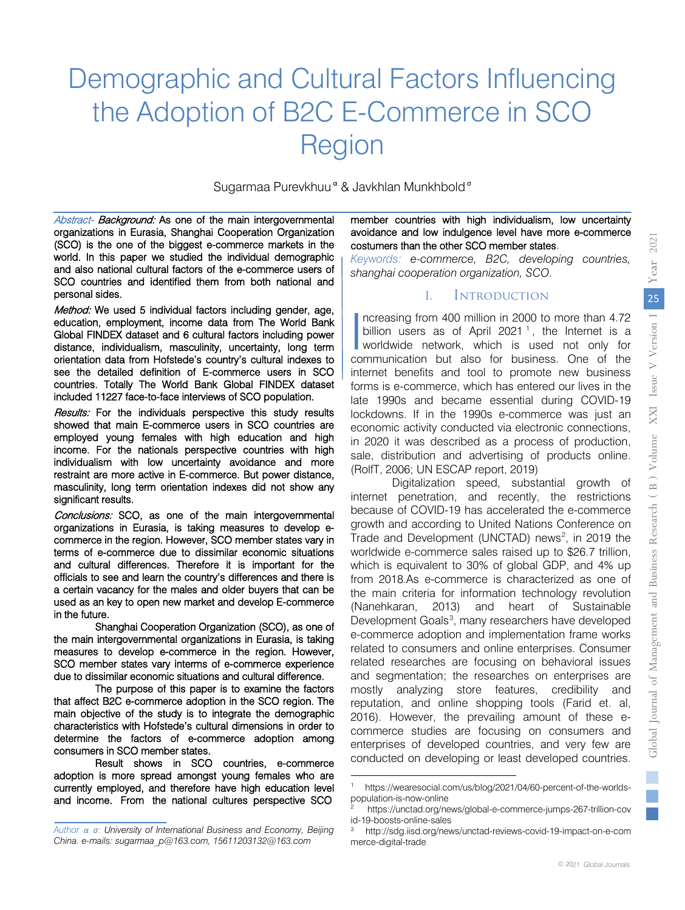# Demographic and Cultural Factors Influencing the Adoption of B2C E-Commerce in SCO Region

Sugarmaa Purevkhuu [α] & Javkhlan Munkhbold [σ]

*Abstract- Background:* As one of the main intergovernmental organizations in Eurasia, Shanghai Cooperation Organization (SCO) is the one of the biggest e-commerce markets in the world. In this paper we studied the individual demographic and also national cultural factors of the e-commerce users of SCO countries and identified them from both national and personal sides.

*Method:* We used 5 individual factors including gender, age, education, employment, income data from The World Bank Global FINDEX dataset and 6 cultural factors including power distance, individualism, masculinity, uncertainty, long term orientation data from Hofstede's country's cultural indexes to see the detailed definition of E-commerce users in SCO countries. Totally The World Bank Global FINDEX dataset included 11227 face-to-face interviews of SCO population.

*Results:* For the individuals perspective this study results showed that main E-commerce users in SCO countries are employed young females with high education and high income. For the nationals perspective countries with high individualism with low uncertainty avoidance and more restraint are more active in E-commerce. But power distance, masculinity, long term orientation indexes did not show any significant results.

*Conclusions:* SCO, as one of the main intergovernmental organizations in Eurasia, is taking measures to develop e-commerce in the region. However, SCO member states vary in terms of e-commerce due to dissimilar economic situations and cultural differences. Therefore it is important for the officials to see and learn the country's differences and there is a certain vacancy for the males and older buyers that can be used as an key to open new market and develop E-commerce in the future.

Shanghai Cooperation Organization (SCO), as one of the main intergovernmental organizations in Eurasia, is taking measures to develop e-commerce in the region. However, SCO member states vary interms of e-commerce experience due to dissimilar economic situations and cultural difference.

The purpose of this paper is to examine the factors that affect B2C e-commerce adoption in the SCO region. The main objective of the study is to integrate the demographic characteristics with Hofstede's cultural dimensions in order to determine the factors of e-commerce adoption among consumers in SCO member states.

Result shows in SCO countries, e-commerce adoption is more spread amongst young females who are currently employed, and therefore have high education level and income. From the national cultures perspective SCO member countries with high individualism, low uncertainty avoidance and low indulgence level have more e-commerce costumers than the other SCO member states.

*Keywords: e-commerce, B2C, developing countries, shanghai cooperation organization, SCO.*

*Author α σ: University of International Business and Economy, Beijing China. e-mails: sugarmaa_p@163.com, 15611203132@163.com*

## I. Introduction

Increasing from 400 million in 2000 to more than 4.72 billion users as of April 2021 [1], the Internet is a worldwide network, which is used not only for communication but also for business. One of the internet benefits and tool to promote new business forms is e-commerce, which has entered our lives in the late 1990s and became essential during COVID-19 lockdowns. If in the 1990s e-commerce was just an economic activity conducted via electronic connections, in 2020 it was described as a process of production, sale, distribution and advertising of products online. (RolfT, 2006; UN ESCAP report, 2019)

Digitalization speed, substantial growth of internet penetration, and recently, the restrictions because of COVID-19 has accelerated the e-commerce growth and according to United Nations Conference on Trade and Development (UNCTAD) news[2], in 2019 the worldwide e-commerce sales raised up to $26.7 trillion, which is equivalent to 30% of global GDP, and 4% up from 2018.As e-commerce is characterized as one of the main criteria for information technology revolution (Nanehkaran, 2013) and heart of Sustainable Development Goals[3], many researchers have developed e-commerce adoption and implementation frame works related to consumers and online enterprises. Consumer related researches are focusing on behavioral issues and segmentation; the researches on enterprises are mostly analyzing store features, credibility and reputation, and online shopping tools (Farid et. al, 2016). However, the prevailing amount of these e-commerce studies are focusing on consumers and enterprises of developed countries, and very few are conducted on developing or least developed countries.

[1] https://wearesocial.com/us/blog/2021/04/60-percent-of-the-worlds-population-is-now-online

[2] https://unctad.org/news/global-e-commerce-jumps-267-trillion-covid-19-boosts-online-sales

[3] http://sdg.iisd.org/news/unctad-reviews-covid-19-impact-on-e-commerce-digital-trade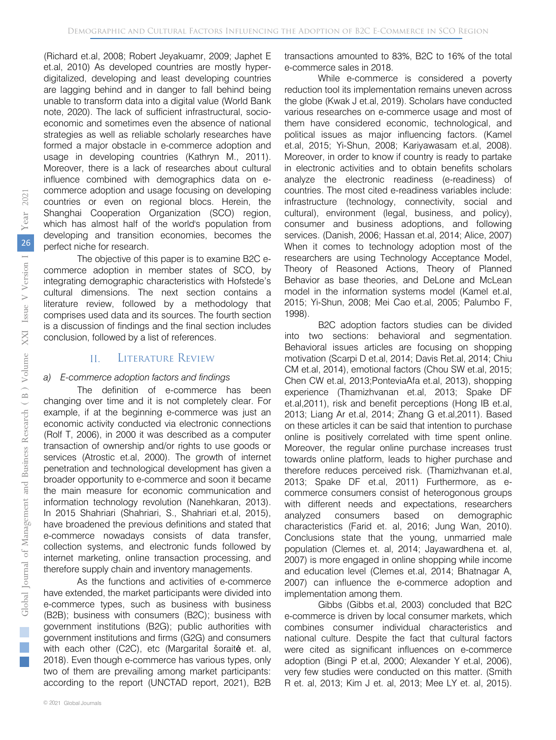(Richard et.al, 2008; Robert Jeyakuamr, 2009; Japhet E et.al, 2010) As developed countries are mostly hyper-digitalized, developing and least developing countries are lagging behind and in danger to fall behind being unable to transform data into a digital value (World Bank note, 2020). The lack of sufficient infrastructural, socio-economic and sometimes even the absence of national strategies as well as reliable scholarly researches have formed a major obstacle in e-commerce adoption and usage in developing countries (Kathryn M., 2011). Moreover, there is a lack of researches about cultural influence combined with demographics data on e-commerce adoption and usage focusing on developing countries or even on regional blocs. Herein, the Shanghai Cooperation Organization (SCO) region, which has almost half of the world's population from developing and transition economies, becomes the perfect niche for research.

The objective of this paper is to examine B2C e-commerce adoption in member states of SCO, by integrating demographic characteristics with Hofstede's cultural dimensions. The next section contains a literature review, followed by a methodology that comprises used data and its sources. The fourth section is a discussion of findings and the final section includes conclusion, followed by a list of references.

## II. Literature Review

### *a) E-commerce adoption factors and findings*

The definition of e-commerce has been changing over time and it is not completely clear. For example, if at the beginning e-commerce was just an economic activity conducted via electronic connections (Rolf T, 2006), in 2000 it was described as a computer transaction of ownership and/or rights to use goods or services (Atrostic et.al, 2000). The growth of internet penetration and technological development has given a broader opportunity to e-commerce and soon it became the main measure for economic communication and information technology revolution (Nanehkaran, 2013). In 2015 Shahriari (Shahriari, S., Shahriari et.al, 2015), have broadened the previous definitions and stated that e-commerce nowadays consists of data transfer, collection systems, and electronic funds followed by internet marketing, online transaction processing, and therefore supply chain and inventory managements.

As the functions and activities of e-commerce have extended, the market participants were divided into e-commerce types, such as business with business (B2B); business with consumers (B2C); business with government institutions (B2G); public authorities with government institutions and firms (G2G) and consumers with each other (C2C), etc (Margarital šoraitė et. al, 2018). Even though e-commerce has various types, only two of them are prevailing among market participants: according to the report (UNCTAD report, 2021), B2B transactions amounted to 83%, B2C to 16% of the total e-commerce sales in 2018.

While e-commerce is considered a poverty reduction tool its implementation remains uneven across the globe (Kwak J et.al, 2019). Scholars have conducted various researches on e-commerce usage and most of them have considered economic, technological, and political issues as major influencing factors. (Kamel et.al, 2015; Yi-Shun, 2008; Kariyawasam et.al, 2008). Moreover, in order to know if country is ready to partake in electronic activities and to obtain benefits scholars analyze the electronic readiness (e-readiness) of countries. The most cited e-readiness variables include: infrastructure (technology, connectivity, social and cultural), environment (legal, business, and policy), consumer and business adoptions, and following services. (Danish, 2006; Hassan et.al, 2014; Alice, 2007) When it comes to technology adoption most of the researchers are using Technology Acceptance Model, Theory of Reasoned Actions, Theory of Planned Behavior as base theories, and DeLone and McLean model in the information systems model (Kamel et.al, 2015; Yi-Shun, 2008; Mei Cao et.al, 2005; Palumbo F, 1998).

B2C adoption factors studies can be divided into two sections: behavioral and segmentation. Behavioral issues articles are focusing on shopping motivation (Scarpi D et.al, 2014; Davis Ret.al, 2014; Chiu CM et.al, 2014), emotional factors (Chou SW et.al, 2015; Chen CW et.al, 2013;PonteviaAfa et.al, 2013), shopping experience (Thamizhvanan et.al, 2013; Spake DF et.al,2011), risk and benefit perceptions (Hong IB et.al, 2013; Liang Ar et.al, 2014; Zhang G et.al,2011). Based on these articles it can be said that intention to purchase online is positively correlated with time spent online. Moreover, the regular online purchase increases trust towards online platform, leads to higher purchase and therefore reduces perceived risk. (Thamizhvanan et.al, 2013; Spake DF et.al, 2011) Furthermore, as e-commerce consumers consist of heterogonous groups with different needs and expectations, researchers analyzed consumers based on demographic characteristics (Farid et. al, 2016; Jung Wan, 2010). Conclusions state that the young, unmarried male population (Clemes et. al, 2014; Jayawardhena et. al, 2007) is more engaged in online shopping while income and education level (Clemes et.al, 2014; Bhatnagar A, 2007) can influence the e-commerce adoption and implementation among them.

Gibbs (Gibbs et.al, 2003) concluded that B2C e-commerce is driven by local consumer markets, which combines consumer individual characteristics and national culture. Despite the fact that cultural factors were cited as significant influences on e-commerce adoption (Bingi P et.al, 2000; Alexander Y et.al, 2006), very few studies were conducted on this matter. (Smith R et. al, 2013; Kim J et. al, 2013; Mee LY et. al, 2015).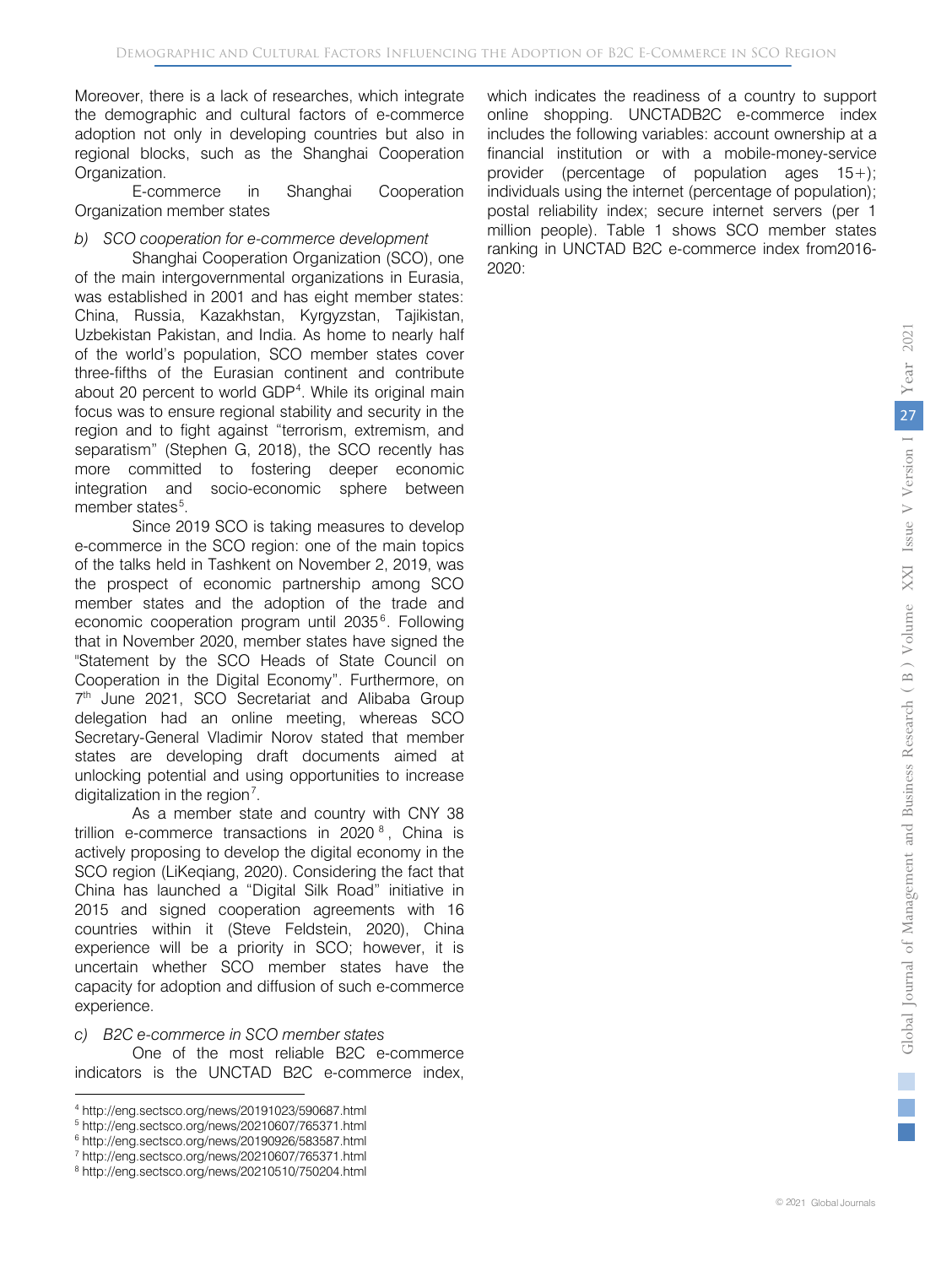Moreover, there is a lack of researches, which integrate the demographic and cultural factors of e-commerce adoption not only in developing countries but also in regional blocks, such as the Shanghai Cooperation Organization.

E-commerce in Shanghai Cooperation Organization member states

*b) SCO cooperation for e-commerce development*

Shanghai Cooperation Organization (SCO), one of the main intergovernmental organizations in Eurasia, was established in 2001 and has eight member states: China, Russia, Kazakhstan, Kyrgyzstan, Tajikistan, Uzbekistan Pakistan, and India. As home to nearly half of the world's population, SCO member states cover three-fifths of the Eurasian continent and contribute about 20 percent to world GDP[4]. While its original main focus was to ensure regional stability and security in the region and to fight against "terrorism, extremism, and separatism" (Stephen G, 2018), the SCO recently has more committed to fostering deeper economic integration and socio-economic sphere between member states[5].

Since 2019 SCO is taking measures to develop e-commerce in the SCO region: one of the main topics of the talks held in Tashkent on November 2, 2019, was the prospect of economic partnership among SCO member states and the adoption of the trade and economic cooperation program until 2035[6]. Following that in November 2020, member states have signed the "Statement by the SCO Heads of State Council on Cooperation in the Digital Economy". Furthermore, on 7th June 2021, SCO Secretariat and Alibaba Group delegation had an online meeting, whereas SCO Secretary-General Vladimir Norov stated that member states are developing draft documents aimed at unlocking potential and using opportunities to increase digitalization in the region[7].

As a member state and country with CNY 38 trillion e-commerce transactions in 2020[8], China is actively proposing to develop the digital economy in the SCO region (LiKeqiang, 2020). Considering the fact that China has launched a "Digital Silk Road" initiative in 2015 and signed cooperation agreements with 16 countries within it (Steve Feldstein, 2020), China experience will be a priority in SCO; however, it is uncertain whether SCO member states have the capacity for adoption and diffusion of such e-commerce experience.

*c) B2C e-commerce in SCO member states*

One of the most reliable B2C e-commerce indicators is the UNCTAD B2C e-commerce index, which indicates the readiness of a country to support online shopping. UNCTADB2C e-commerce index includes the following variables: account ownership at a financial institution or with a mobile-money-service provider (percentage of population ages 15+); individuals using the internet (percentage of population); postal reliability index; secure internet servers (per 1 million people). Table 1 shows SCO member states ranking in UNCTAD B2C e-commerce index from2016-2020:

---

[4] http://eng.sectsco.org/news/20191023/590687.html
[5] http://eng.sectsco.org/news/20210607/765371.html
[6] http://eng.sectsco.org/news/20190926/583587.html
[7] http://eng.sectsco.org/news/20210607/765371.html
[8] http://eng.sectsco.org/news/20210510/750204.html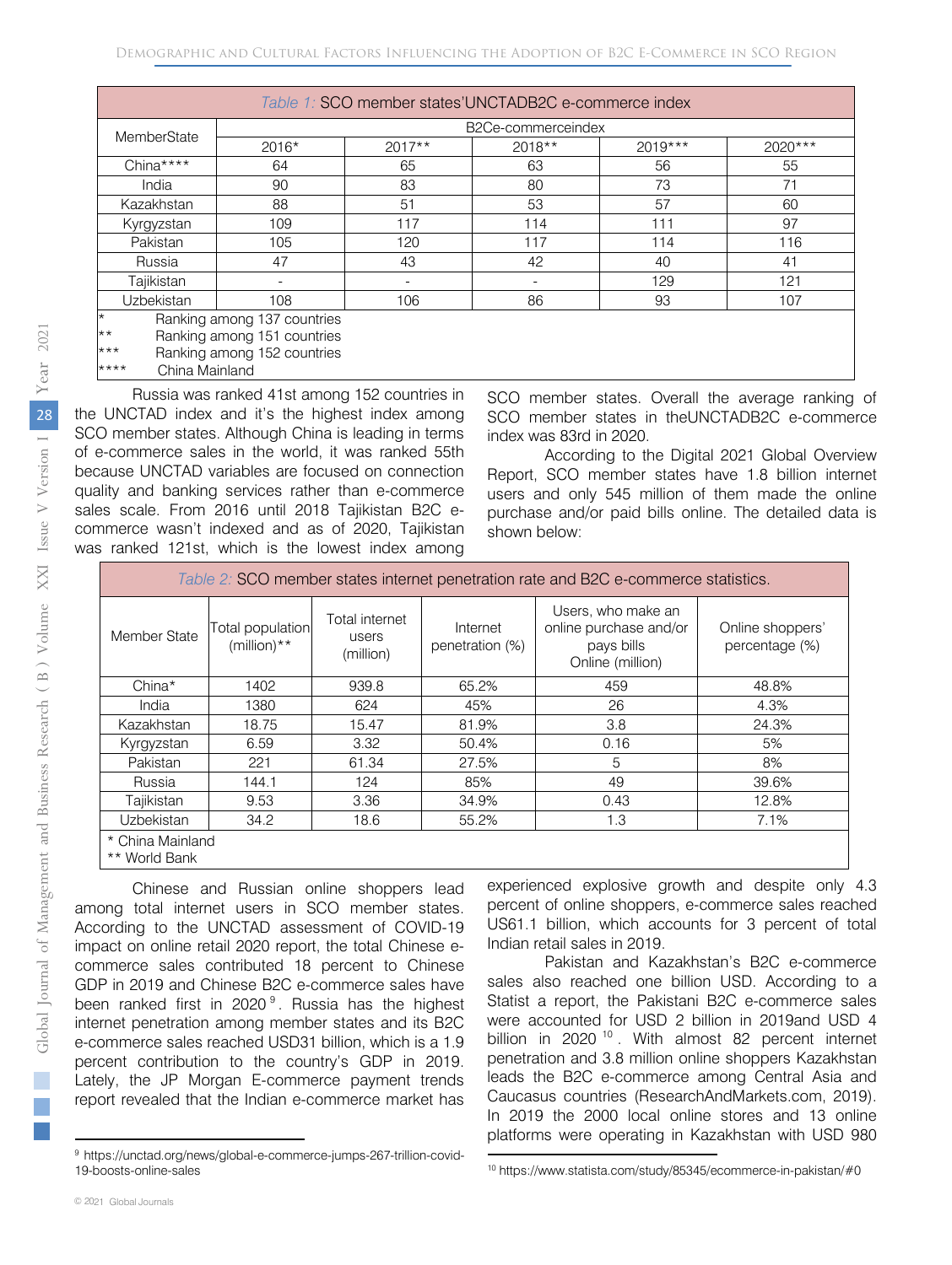*Table 1:* SCO member states'UNCTADB2C e-commerce index

| MemberState | B2Ce-commerceindex | | | | |
|---|---|---|---|---|---|
| | 2016* | 2017** | 2018** | 2019*** | 2020*** |
| China**** | 64 | 65 | 63 | 56 | 55 |
| India | 90 | 83 | 80 | 73 | 71 |
| Kazakhstan | 88 | 51 | 53 | 57 | 60 |
| Kyrgyzstan | 109 | 117 | 114 | 111 | 97 |
| Pakistan | 105 | 120 | 117 | 114 | 116 |
| Russia | 47 | 43 | 42 | 40 | 41 |
| Tajikistan | - | - | - | 129 | 121 |
| Uzbekistan | 108 | 106 | 86 | 93 | 107 |

\* Ranking among 137 countries
** Ranking among 151 countries
*** Ranking among 152 countries
**** China Mainland

Russia was ranked 41st among 152 countries in the UNCTAD index and it's the highest index among SCO member states. Although China is leading in terms of e-commerce sales in the world, it was ranked 55th because UNCTAD variables are focused on connection quality and banking services rather than e-commerce sales scale. From 2016 until 2018 Tajikistan B2C e-commerce wasn't indexed and as of 2020, Tajikistan was ranked 121st, which is the lowest index among SCO member states. Overall the average ranking of SCO member states in theUNCTADB2C e-commerce index was 83rd in 2020.

According to the Digital 2021 Global Overview Report, SCO member states have 1.8 billion internet users and only 545 million of them made the online purchase and/or paid bills online. The detailed data is shown below:

*Table 2:* SCO member states internet penetration rate and B2C e-commerce statistics.

| Member State | Total population (million)** | Total internet users (million) | Internet penetration (%) | Users, who make an online purchase and/or pays bills Online (million) | Online shoppers' percentage (%) |
|---|---|---|---|---|---|
| China* | 1402 | 939.8 | 65.2% | 459 | 48.8% |
| India | 1380 | 624 | 45% | 26 | 4.3% |
| Kazakhstan | 18.75 | 15.47 | 81.9% | 3.8 | 24.3% |
| Kyrgyzstan | 6.59 | 3.32 | 50.4% | 0.16 | 5% |
| Pakistan | 221 | 61.34 | 27.5% | 5 | 8% |
| Russia | 144.1 | 124 | 85% | 49 | 39.6% |
| Tajikistan | 9.53 | 3.36 | 34.9% | 0.43 | 12.8% |
| Uzbekistan | 34.2 | 18.6 | 55.2% | 1.3 | 7.1% |

\* China Mainland
** World Bank

Chinese and Russian online shoppers lead among total internet users in SCO member states. According to the UNCTAD assessment of COVID-19 impact on online retail 2020 report, the total Chinese e-commerce sales contributed 18 percent to Chinese GDP in 2019 and Chinese B2C e-commerce sales have been ranked first in 2020[9]. Russia has the highest internet penetration among member states and its B2C e-commerce sales reached USD31 billion, which is a 1.9 percent contribution to the country's GDP in 2019. Lately, the JP Morgan E-commerce payment trends report revealed that the Indian e-commerce market has experienced explosive growth and despite only 4.3 percent of online shoppers, e-commerce sales reached US61.1 billion, which accounts for 3 percent of total Indian retail sales in 2019.

Pakistan and Kazakhstan's B2C e-commerce sales also reached one billion USD. According to a Statist a report, the Pakistani B2C e-commerce sales were accounted for USD 2 billion in 2019and USD 4 billion in 2020[10]. With almost 82 percent internet penetration and 3.8 million online shoppers Kazakhstan leads the B2C e-commerce among Central Asia and Caucasus countries (ResearchAndMarkets.com, 2019). In 2019 the 2000 local online stores and 13 online platforms were operating in Kazakhstan with USD 980

[9] https://unctad.org/news/global-e-commerce-jumps-267-trillion-covid-19-boosts-online-sales

[10] https://www.statista.com/study/85345/ecommerce-in-pakistan/#0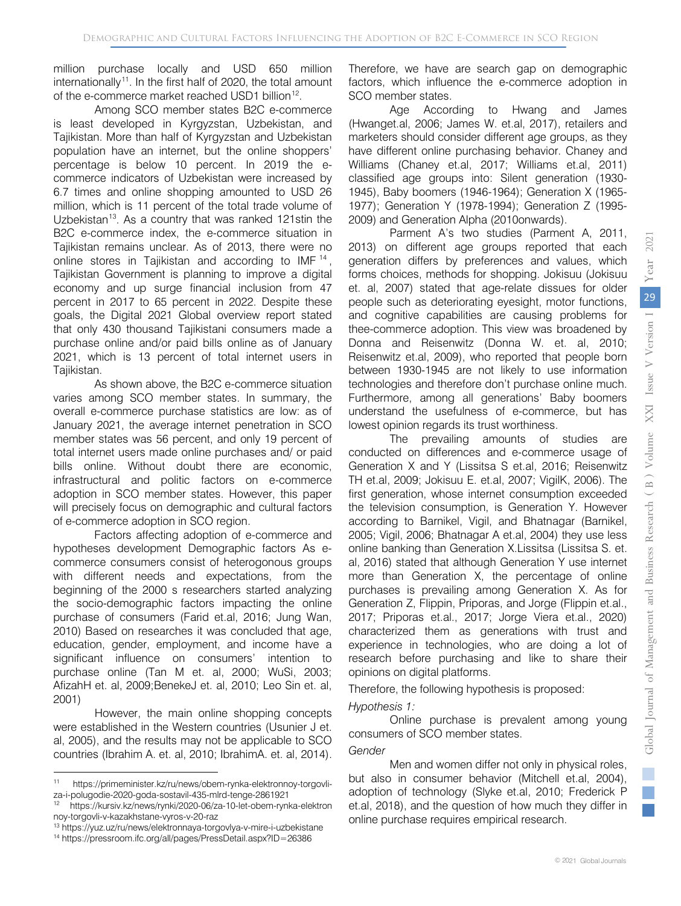million purchase locally and USD 650 million internationally[11]. In the first half of 2020, the total amount of the e-commerce market reached USD1 billion[12].

Among SCO member states B2C e-commerce is least developed in Kyrgyzstan, Uzbekistan, and Tajikistan. More than half of Kyrgyzstan and Uzbekistan population have an internet, but the online shoppers' percentage is below 10 percent. In 2019 the e-commerce indicators of Uzbekistan were increased by 6.7 times and online shopping amounted to USD 26 million, which is 11 percent of the total trade volume of Uzbekistan[13]. As a country that was ranked 121stin the B2C e-commerce index, the e-commerce situation in Tajikistan remains unclear. As of 2013, there were no online stores in Tajikistan and according to IMF [14], Tajikistan Government is planning to improve a digital economy and up surge financial inclusion from 47 percent in 2017 to 65 percent in 2022. Despite these goals, the Digital 2021 Global overview report stated that only 430 thousand Tajikistani consumers made a purchase online and/or paid bills online as of January 2021, which is 13 percent of total internet users in Tajikistan.

As shown above, the B2C e-commerce situation varies among SCO member states. In summary, the overall e-commerce purchase statistics are low: as of January 2021, the average internet penetration in SCO member states was 56 percent, and only 19 percent of total internet users made online purchases and/ or paid bills online. Without doubt there are economic, infrastructural and politic factors on e-commerce adoption in SCO member states. However, this paper will precisely focus on demographic and cultural factors of e-commerce adoption in SCO region.

Factors affecting adoption of e-commerce and hypotheses development Demographic factors As e-commerce consumers consist of heterogonous groups with different needs and expectations, from the beginning of the 2000 s researchers started analyzing the socio-demographic factors impacting the online purchase of consumers (Farid et.al, 2016; Jung Wan, 2010) Based on researches it was concluded that age, education, gender, employment, and income have a significant influence on consumers' intention to purchase online (Tan M et. al, 2000; WuSi, 2003; AfizahH et. al, 2009;BenekeJ et. al, 2010; Leo Sin et. al, 2001)

However, the main online shopping concepts were established in the Western countries (Usunier J et. al, 2005), and the results may not be applicable to SCO countries (Ibrahim A. et. al, 2010; IbrahimA. et. al, 2014). Therefore, we have are search gap on demographic factors, which influence the e-commerce adoption in SCO member states.

Age According to Hwang and James (Hwanget.al, 2006; James W. et.al, 2017), retailers and marketers should consider different age groups, as they have different online purchasing behavior. Chaney and Williams (Chaney et.al, 2017; Williams et.al, 2011) classified age groups into: Silent generation (1930-1945), Baby boomers (1946-1964); Generation X (1965-1977); Generation Y (1978-1994); Generation Z (1995-2009) and Generation Alpha (2010onwards).

Parment A's two studies (Parment A, 2011, 2013) on different age groups reported that each generation differs by preferences and values, which forms choices, methods for shopping. Jokisuu (Jokisuu et. al, 2007) stated that age-relate dissues for older people such as deteriorating eyesight, motor functions, and cognitive capabilities are causing problems for thee-commerce adoption. This view was broadened by Donna and Reisenwitz (Donna W. et. al, 2010; Reisenwitz et.al, 2009), who reported that people born between 1930-1945 are not likely to use information technologies and therefore don't purchase online much. Furthermore, among all generations' Baby boomers understand the usefulness of e-commerce, but has lowest opinion regards its trust worthiness.

The prevailing amounts of studies are conducted on differences and e-commerce usage of Generation X and Y (Lissitsa S et.al, 2016; Reisenwitz TH et.al, 2009; Jokisuu E. et.al, 2007; VigilK, 2006). The first generation, whose internet consumption exceeded the television consumption, is Generation Y. However according to Barnikel, Vigil, and Bhatnagar (Barnikel, 2005; Vigil, 2006; Bhatnagar A et.al, 2004) they use less online banking than Generation X.Lissitsa (Lissitsa S. et. al, 2016) stated that although Generation Y use internet more than Generation X, the percentage of online purchases is prevailing among Generation X. As for Generation Z, Flippin, Priporas, and Jorge (Flippin et.al., 2017; Priporas et.al., 2017; Jorge Viera et.al., 2020) characterized them as generations with trust and experience in technologies, who are doing a lot of research before purchasing and like to share their opinions on digital platforms.

Therefore, the following hypothesis is proposed:

*Hypothesis 1:*

Online purchase is prevalent among young consumers of SCO member states.

*Gender*

Men and women differ not only in physical roles, but also in consumer behavior (Mitchell et.al, 2004), adoption of technology (Slyke et.al, 2010; Frederick P et.al, 2018), and the question of how much they differ in online purchase requires empirical research.

---

[11] https://primeminister.kz/ru/news/obem-rynka-elektronnoy-torgovli-za-i-polugodie-2020-goda-sostavil-435-mlrd-tenge-2861921

[12] https://kursiv.kz/news/rynki/2020-06/za-10-let-obem-rynka-elektronnoy-torgovli-v-kazakhstane-vyros-v-20-raz

[13] https://yuz.uz/ru/news/elektronnaya-torgovlya-v-mire-i-uzbekistane

[14] https://pressroom.ifc.org/all/pages/PressDetail.aspx?ID=26386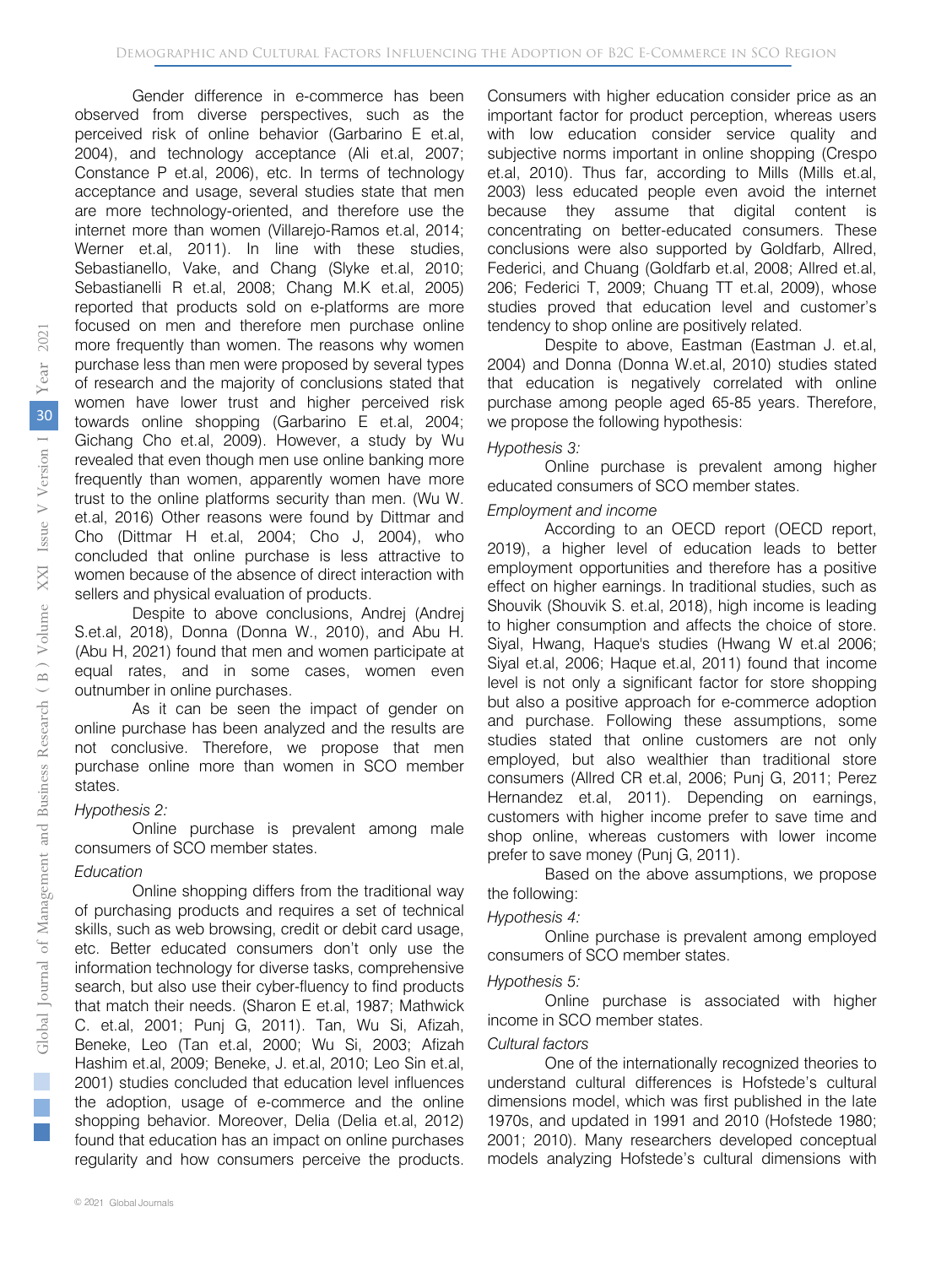Gender difference in e-commerce has been observed from diverse perspectives, such as the perceived risk of online behavior (Garbarino E et.al, 2004), and technology acceptance (Ali et.al, 2007; Constance P et.al, 2006), etc. In terms of technology acceptance and usage, several studies state that men are more technology-oriented, and therefore use the internet more than women (Villarejo-Ramos et.al, 2014; Werner et.al, 2011). In line with these studies, Sebastianello, Vake, and Chang (Slyke et.al, 2010; Sebastianelli R et.al, 2008; Chang M.K et.al, 2005) reported that products sold on e-platforms are more focused on men and therefore men purchase online more frequently than women. The reasons why women purchase less than men were proposed by several types of research and the majority of conclusions stated that women have lower trust and higher perceived risk towards online shopping (Garbarino E et.al, 2004; Gichang Cho et.al, 2009). However, a study by Wu revealed that even though men use online banking more frequently than women, apparently women have more trust to the online platforms security than men. (Wu W. et.al, 2016) Other reasons were found by Dittmar and Cho (Dittmar H et.al, 2004; Cho J, 2004), who concluded that online purchase is less attractive to women because of the absence of direct interaction with sellers and physical evaluation of products.

Despite to above conclusions, Andrej (Andrej S.et.al, 2018), Donna (Donna W., 2010), and Abu H. (Abu H, 2021) found that men and women participate at equal rates, and in some cases, women even outnumber in online purchases.

As it can be seen the impact of gender on online purchase has been analyzed and the results are not conclusive. Therefore, we propose that men purchase online more than women in SCO member states.

*Hypothesis 2:*

Online purchase is prevalent among male consumers of SCO member states.

*Education*

Online shopping differs from the traditional way of purchasing products and requires a set of technical skills, such as web browsing, credit or debit card usage, etc. Better educated consumers don't only use the information technology for diverse tasks, comprehensive search, but also use their cyber-fluency to find products that match their needs. (Sharon E et.al, 1987; Mathwick C. et.al, 2001; Punj G, 2011). Tan, Wu Si, Afizah, Beneke, Leo (Tan et.al, 2000; Wu Si, 2003; Afizah Hashim et.al, 2009; Beneke, J. et.al, 2010; Leo Sin et.al, 2001) studies concluded that education level influences the adoption, usage of e-commerce and the online shopping behavior. Moreover, Delia (Delia et.al, 2012) found that education has an impact on online purchases regularity and how consumers perceive the products. Consumers with higher education consider price as an important factor for product perception, whereas users with low education consider service quality and subjective norms important in online shopping (Crespo et.al, 2010). Thus far, according to Mills (Mills et.al, 2003) less educated people even avoid the internet because they assume that digital content is concentrating on better-educated consumers. These conclusions were also supported by Goldfarb, Allred, Federici, and Chuang (Goldfarb et.al, 2008; Allred et.al, 206; Federici T, 2009; Chuang TT et.al, 2009), whose studies proved that education level and customer's tendency to shop online are positively related.

Despite to above, Eastman (Eastman J. et.al, 2004) and Donna (Donna W.et.al, 2010) studies stated that education is negatively correlated with online purchase among people aged 65-85 years. Therefore, we propose the following hypothesis:

*Hypothesis 3:*

Online purchase is prevalent among higher educated consumers of SCO member states.

*Employment and income*

According to an OECD report (OECD report, 2019), a higher level of education leads to better employment opportunities and therefore has a positive effect on higher earnings. In traditional studies, such as Shouvik (Shouvik S. et.al, 2018), high income is leading to higher consumption and affects the choice of store. Siyal, Hwang, Haque's studies (Hwang W et.al 2006; Siyal et.al, 2006; Haque et.al, 2011) found that income level is not only a significant factor for store shopping but also a positive approach for e-commerce adoption and purchase. Following these assumptions, some studies stated that online customers are not only employed, but also wealthier than traditional store consumers (Allred CR et.al, 2006; Punj G, 2011; Perez Hernandez et.al, 2011). Depending on earnings, customers with higher income prefer to save time and shop online, whereas customers with lower income prefer to save money (Punj G, 2011).

Based on the above assumptions, we propose the following:

*Hypothesis 4:*

Online purchase is prevalent among employed consumers of SCO member states.

*Hypothesis 5:*

Online purchase is associated with higher income in SCO member states.

*Cultural factors*

One of the internationally recognized theories to understand cultural differences is Hofstede's cultural dimensions model, which was first published in the late 1970s, and updated in 1991 and 2010 (Hofstede 1980; 2001; 2010). Many researchers developed conceptual models analyzing Hofstede's cultural dimensions with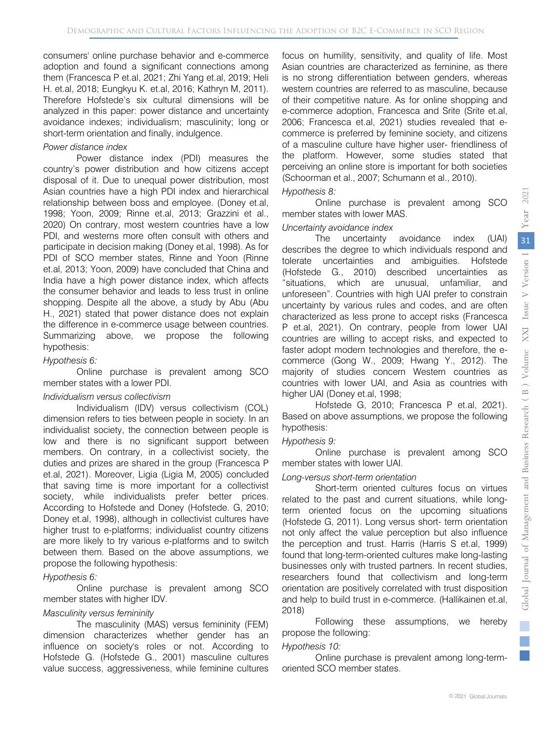consumers' online purchase behavior and e-commerce adoption and found a significant connections among them (Francesca P et.al, 2021; Zhi Yang et.al, 2019; Heli H. et.al, 2018; Eungkyu K. et.al, 2016; Kathryn M, 2011). Therefore Hofstede's six cultural dimensions will be analyzed in this paper: power distance and uncertainty avoidance indexes; individualism; masculinity; long or short-term orientation and finally, indulgence.

*Power distance index*

Power distance index (PDI) measures the country's power distribution and how citizens accept disposal of it. Due to unequal power distribution, most Asian countries have a high PDI index and hierarchical relationship between boss and employee. (Doney et.al, 1998; Yoon, 2009; Rinne et.al, 2013; Grazzini et al., 2020) On contrary, most western countries have a low PDI, and westerns more often consult with others and participate in decision making (Doney et.al, 1998). As for PDI of SCO member states, Rinne and Yoon (Rinne et.al, 2013; Yoon, 2009) have concluded that China and India have a high power distance index, which affects the consumer behavior and leads to less trust in online shopping. Despite all the above, a study by Abu (Abu H., 2021) stated that power distance does not explain the difference in e-commerce usage between countries. Summarizing above, we propose the following hypothesis:

*Hypothesis 6:*

Online purchase is prevalent among SCO member states with a lower PDI.

*Individualism versus collectivism*

Individualism (IDV) versus collectivism (COL) dimension refers to ties between people in society. In an individualist society, the connection between people is low and there is no significant support between members. On contrary, in a collectivist society, the duties and prizes are shared in the group (Francesca P et.al, 2021). Moreover, Ligia (Ligia M, 2005) concluded that saving time is more important for a collectivist society, while individualists prefer better prices. According to Hofstede and Doney (Hofstede. G, 2010; Doney et.al, 1998), although in collectivist cultures have higher trust to e-platforms; individualist country citizens are more likely to try various e-platforms and to switch between them. Based on the above assumptions, we propose the following hypothesis:

*Hypothesis 6:*

Online purchase is prevalent among SCO member states with higher IDV.

*Masculinity versus femininity*

The masculinity (MAS) versus femininity (FEM) dimension characterizes whether gender has an influence on society's roles or not. According to Hofstede G. (Hofstede G., 2001) masculine cultures value success, aggressiveness, while feminine cultures focus on humility, sensitivity, and quality of life. Most Asian countries are characterized as feminine, as there is no strong differentiation between genders, whereas western countries are referred to as masculine, because of their competitive nature. As for online shopping and e-commerce adoption, Francesca and Srite (Srite et.al, 2006; Francesca et.al, 2021) studies revealed that e-commerce is preferred by feminine society, and citizens of a masculine culture have higher user- friendliness of the platform. However, some studies stated that perceiving an online store is important for both societies (Schoorman et al., 2007; Schumann et al., 2010).

*Hypothesis 8:*

Online purchase is prevalent among SCO member states with lower MAS.

*Uncertainty avoidance index*

The uncertainty avoidance index (UAI) describes the degree to which individuals respond and tolerate uncertainties and ambiguities. Hofstede (Hofstede G., 2010) described uncertainties as "situations, which are unusual, unfamiliar, and unforeseen". Countries with high UAI prefer to constrain uncertainty by various rules and codes, and are often characterized as less prone to accept risks (Francesca P et.al, 2021). On contrary, people from lower UAI countries are willing to accept risks, and expected to faster adopt modern technologies and therefore, the e-commerce (Gong W., 2009; Hwang Y., 2012). The majority of studies concern Western countries as countries with lower UAI, and Asia as countries with higher UAI (Doney et.al, 1998;

Hofstede G, 2010; Francesca P et.al, 2021). Based on above assumptions, we propose the following hypothesis:

*Hypothesis 9:*

Online purchase is prevalent among SCO member states with lower UAI.

*Long-versus short-term orientation*

Short-term oriented cultures focus on virtues related to the past and current situations, while long-term oriented focus on the upcoming situations (Hofstede G, 2011). Long versus short- term orientation not only affect the value perception but also influence the perception and trust. Harris (Harris S et.al, 1999) found that long-term-oriented cultures make long-lasting businesses only with trusted partners. In recent studies, researchers found that collectivism and long-term orientation are positively correlated with trust disposition and help to build trust in e-commerce. (Hallikainen et.al, 2018)

Following these assumptions, we hereby propose the following:

*Hypothesis 10:*

Online purchase is prevalent among long-term-oriented SCO member states.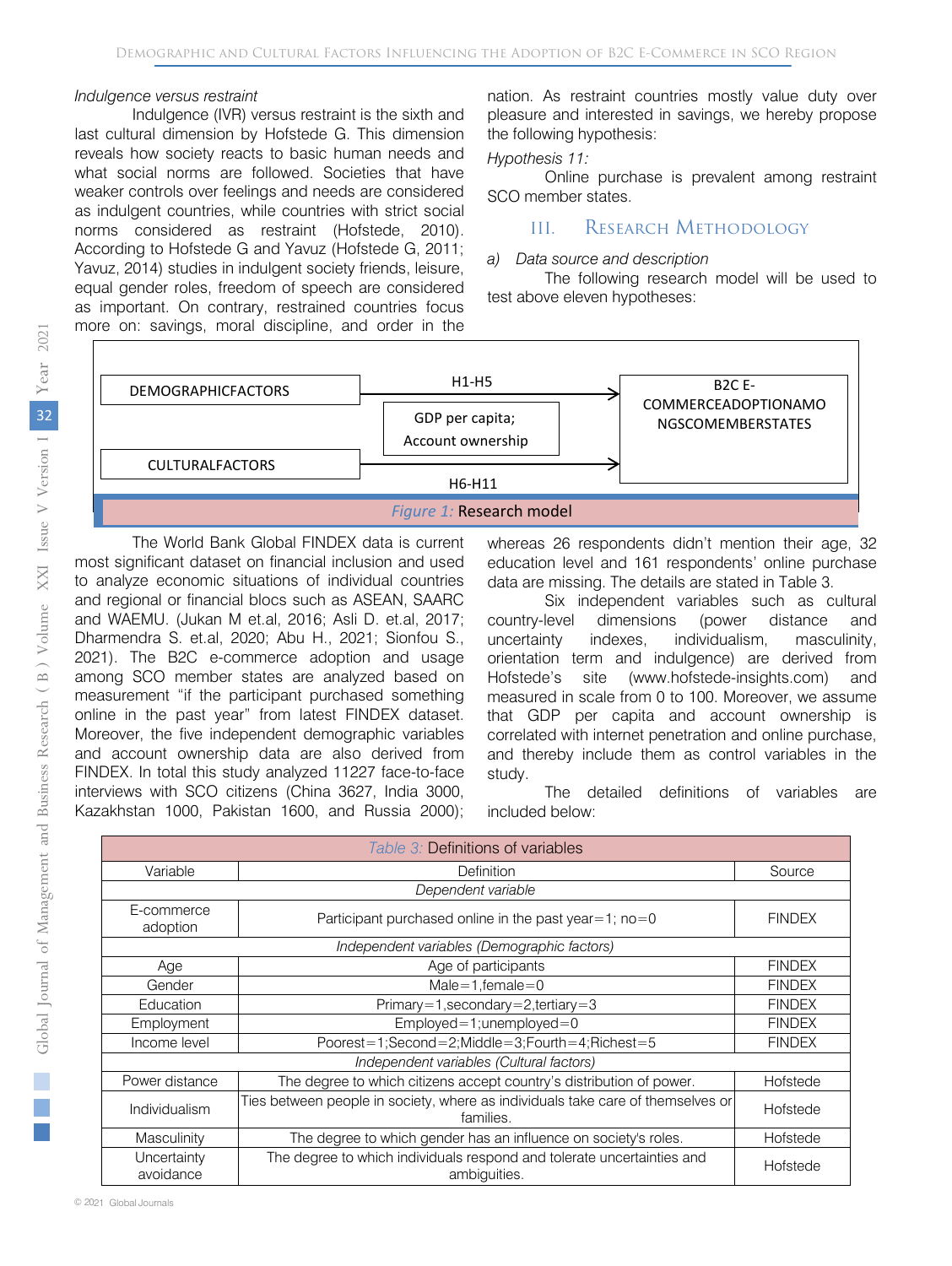*Indulgence versus restraint*

Indulgence (IVR) versus restraint is the sixth and last cultural dimension by Hofstede G. This dimension reveals how society reacts to basic human needs and what social norms are followed. Societies that have weaker controls over feelings and needs are considered as indulgent countries, while countries with strict social norms considered as restraint (Hofstede, 2010). According to Hofstede G and Yavuz (Hofstede G, 2011; Yavuz, 2014) studies in indulgent society friends, leisure, equal gender roles, freedom of speech are considered as important. On contrary, restrained countries focus more on: savings, moral discipline, and order in the nation. As restraint countries mostly value duty over pleasure and interested in savings, we hereby propose the following hypothesis:

*Hypothesis 11:*

Online purchase is prevalent among restraint SCO member states.

## III. Research Methodology

*a) Data source and description*

The following research model will be used to test above eleven hypotheses:

| | | |
|---|---|---|
| DEMOGRAPHICFACTORS | H1-H5 → | B2C E-COMMERCEADOPTIONAMONGSCOMEMBERSTATES |
| | GDP per capita; Account ownership | |
| CULTURALFACTORS | H6-H11 → | |

*Figure 1:* Research model

The World Bank Global FINDEX data is current most significant dataset on financial inclusion and used to analyze economic situations of individual countries and regional or financial blocs such as ASEAN, SAARC and WAEMU. (Jukan M et.al, 2016; Asli D. et.al, 2017; Dharmendra S. et.al, 2020; Abu H., 2021; Sionfou S., 2021). The B2C e-commerce adoption and usage among SCO member states are analyzed based on measurement "if the participant purchased something online in the past year" from latest FINDEX dataset. Moreover, the five independent demographic variables and account ownership data are also derived from FINDEX. In total this study analyzed 11227 face-to-face interviews with SCO citizens (China 3627, India 3000, Kazakhstan 1000, Pakistan 1600, and Russia 2000); whereas 26 respondents didn't mention their age, 32 education level and 161 respondents' online purchase data are missing. The details are stated in Table 3.

Six independent variables such as cultural country-level dimensions (power distance and uncertainty indexes, individualism, masculinity, orientation term and indulgence) are derived from Hofstede's site (www.hofstede-insights.com) and measured in scale from 0 to 100. Moreover, we assume that GDP per capita and account ownership is correlated with internet penetration and online purchase, and thereby include them as control variables in the study.

The detailed definitions of variables are included below:

*Table 3:* Definitions of variables

| Variable | Definition | Source |
|---|---|---|
| *Dependent variable* | | |
| E-commerce adoption | Participant purchased online in the past year=1; no=0 | FINDEX |
| *Independent variables (Demographic factors)* | | |
| Age | Age of participants | FINDEX |
| Gender | Male=1,female=0 | FINDEX |
| Education | Primary=1,secondary=2,tertiary=3 | FINDEX |
| Employment | Employed=1;unemployed=0 | FINDEX |
| Income level | Poorest=1;Second=2;Middle=3;Fourth=4;Richest=5 | FINDEX |
| *Independent variables (Cultural factors)* | | |
| Power distance | The degree to which citizens accept country's distribution of power. | Hofstede |
| Individualism | Ties between people in society, where as individuals take care of themselves or families. | Hofstede |
| Masculinity | The degree to which gender has an influence on society's roles. | Hofstede |
| Uncertainty avoidance | The degree to which individuals respond and tolerate uncertainties and ambiguities. | Hofstede |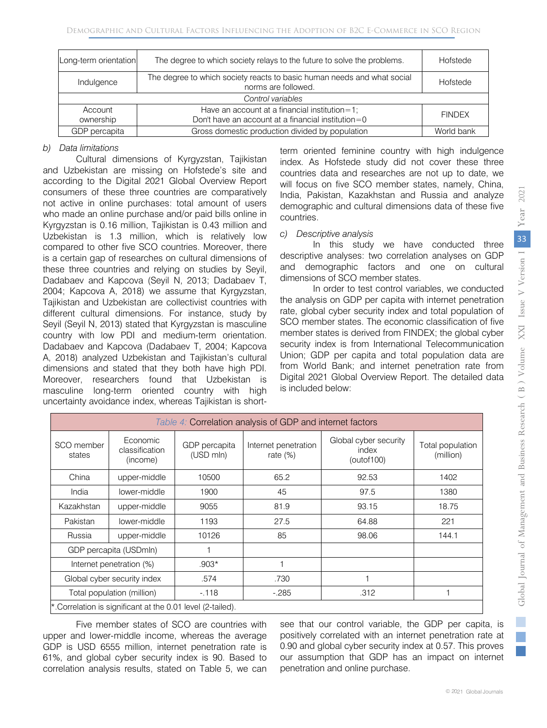| Long-term orientation | The degree to which society relays to the future to solve the problems. | Hofstede |
|---|---|---|
| Indulgence | The degree to which society reacts to basic human needs and what social norms are followed. | Hofstede |
| *Control variables* | | |
| Account ownership | Have an account at a financial institution=1; Don't have an account at a financial institution=0 | FINDEX |
| GDP percapita | Gross domestic production divided by population | World bank |

### *b) Data limitations*

Cultural dimensions of Kyrgyzstan, Tajikistan and Uzbekistan are missing on Hofstede's site and according to the Digital 2021 Global Overview Report consumers of these three countries are comparatively not active in online purchases: total amount of users who made an online purchase and/or paid bills online in Kyrgyzstan is 0.16 million, Tajikistan is 0.43 million and Uzbekistan is 1.3 million, which is relatively low compared to other five SCO countries. Moreover, there is a certain gap of researches on cultural dimensions of these three countries and relying on studies by Seyil, Dadabaev and Kapcova (Seyil N, 2013; Dadabaev T, 2004; Kapcova A, 2018) we assume that Kyrgyzstan, Tajikistan and Uzbekistan are collectivist countries with different cultural dimensions. For instance, study by Seyil (Seyil N, 2013) stated that Kyrgyzstan is masculine country with low PDI and medium-term orientation. Dadabaev and Kapcova (Dadabaev T, 2004; Kapcova A, 2018) analyzed Uzbekistan and Tajikistan's cultural dimensions and stated that they both have high PDI. Moreover, researchers found that Uzbekistan is masculine long-term oriented country with high uncertainty avoidance index, whereas Tajikistan is short-term oriented feminine country with high indulgence index. As Hofstede study did not cover these three countries data and researches are not up to date, we will focus on five SCO member states, namely, China, India, Pakistan, Kazakhstan and Russia and analyze demographic and cultural dimensions data of these five countries.

### *c) Descriptive analysis*

In this study we have conducted three descriptive analyses: two correlation analyses on GDP and demographic factors and one on cultural dimensions of SCO member states.

In order to test control variables, we conducted the analysis on GDP per capita with internet penetration rate, global cyber security index and total population of SCO member states. The economic classification of five member states is derived from FINDEX; the global cyber security index is from International Telecommunication Union; GDP per capita and total population data are from World Bank; and internet penetration rate from Digital 2021 Global Overview Report. The detailed data is included below:

*Table 4:* Correlation analysis of GDP and internet factors

| SCO member states | Economic classification (income) | GDP percapita (USD mln) | Internet penetration rate (%) | Global cyber security index (outof100) | Total population (million) |
|---|---|---|---|---|---|
| China | upper-middle | 10500 | 65.2 | 92.53 | 1402 |
| India | lower-middle | 1900 | 45 | 97.5 | 1380 |
| Kazakhstan | upper-middle | 9055 | 81.9 | 93.15 | 18.75 |
| Pakistan | lower-middle | 1193 | 27.5 | 64.88 | 221 |
| Russia | upper-middle | 10126 | 85 | 98.06 | 144.1 |
| GDP percapita (USDmln) | | 1 | | | |
| Internet penetration (%) | | .903* | 1 | | |
| Global cyber security index | | .574 | .730 | 1 | |
| Total population (million) | | -.118 | -.285 | .312 | 1 |

*.Correlation is significant at the 0.01 level (2-tailed).

Five member states of SCO are countries with upper and lower-middle income, whereas the average GDP is USD 6555 million, internet penetration rate is 61%, and global cyber security index is 90. Based to correlation analysis results, stated on Table 5, we can see that our control variable, the GDP per capita, is positively correlated with an internet penetration rate at 0.90 and global cyber security index at 0.57. This proves our assumption that GDP has an impact on internet penetration and online purchase.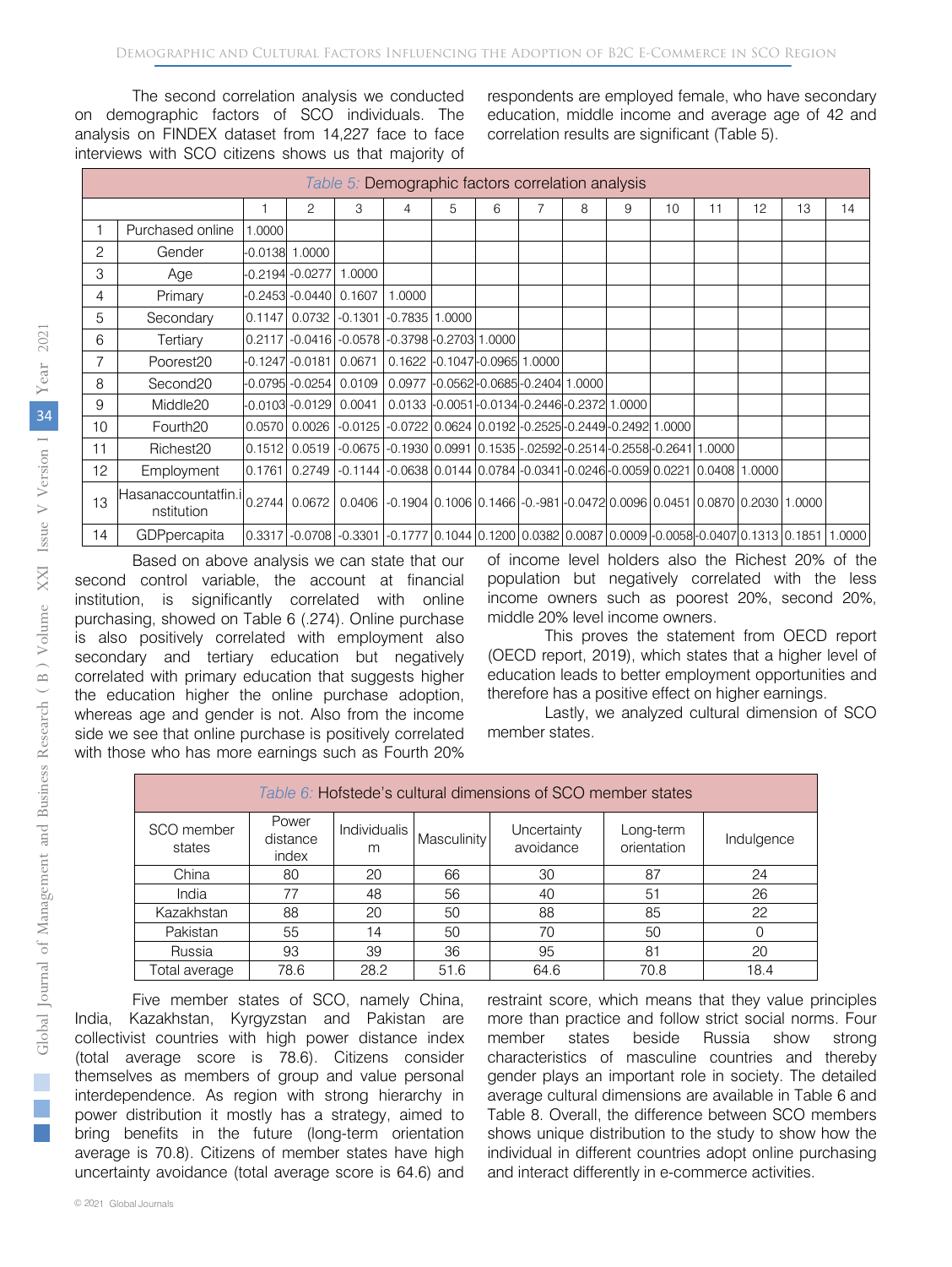The second correlation analysis we conducted on demographic factors of SCO individuals. The analysis on FINDEX dataset from 14,227 face to face interviews with SCO citizens shows us that majority of respondents are employed female, who have secondary education, middle income and average age of 42 and correlation results are significant (Table 5).

*Table 5:* Demographic factors correlation analysis

| | | 1 | 2 | 3 | 4 | 5 | 6 | 7 | 8 | 9 | 10 | 11 | 12 | 13 | 14 |
|---|---|---|---|---|---|---|---|---|---|---|---|---|---|---|---|
| 1 | Purchased online | 1.0000 | | | | | | | | | | | | | |
| 2 | Gender | -0.0138 | 1.0000 | | | | | | | | | | | | |
| 3 | Age | -0.2194 | -0.0277 | 1.0000 | | | | | | | | | | | |
| 4 | Primary | -0.2453 | -0.0440 | 0.1607 | 1.0000 | | | | | | | | | | |
| 5 | Secondary | 0.1147 | 0.0732 | -0.1301 | -0.7835 | 1.0000 | | | | | | | | | |
| 6 | Tertiary | 0.2117 | -0.0416 | -0.0578 | -0.3798 | -0.2703 | 1.0000 | | | | | | | | |
| 7 | Poorest20 | -0.1247 | -0.0181 | 0.0671 | 0.1622 | -0.1047 | -0.0965 | 1.0000 | | | | | | | |
| 8 | Second20 | -0.0795 | -0.0254 | 0.0109 | 0.0977 | -0.0562 | -0.0685 | -0.2404 | 1.0000 | | | | | | |
| 9 | Middle20 | -0.0103 | -0.0129 | 0.0041 | 0.0133 | -0.0051 | -0.0134 | -0.2446 | -0.2372 | 1.0000 | | | | | |
| 10 | Fourth20 | 0.0570 | 0.0026 | -0.0125 | -0.0722 | 0.0624 | 0.0192 | -0.2525 | -0.2449 | -0.2492 | 1.0000 | | | | |
| 11 | Richest20 | 0.1512 | 0.0519 | -0.0675 | -0.1930 | 0.0991 | 0.1535 | -.02592 | -0.2514 | -0.2558 | -0.2641 | 1.0000 | | | |
| 12 | Employment | 0.1761 | 0.2749 | -0.1144 | -0.0638 | 0.0144 | 0.0784 | -0.0341 | -0.0246 | -0.0059 | 0.0221 | 0.0408 | 1.0000 | | |
| 13 | Hasanaccountatfin.institution | 0.2744 | 0.0672 | 0.0406 | -0.1904 | 0.1006 | 0.1466 | -0.-981 | -0.0472 | 0.0096 | 0.0451 | 0.0870 | 0.2030 | 1.0000 | |
| 14 | GDPpercapita | 0.3317 | -0.0708 | -0.3301 | -0.1777 | 0.1044 | 0.1200 | 0.0382 | 0.0087 | 0.0009 | -0.0058 | -0.0407 | 0.1313 | 0.1851 | 1.0000 |

Based on above analysis we can state that our second control variable, the account at financial institution, is significantly correlated with online purchasing, showed on Table 6 (.274). Online purchase is also positively correlated with employment also secondary and tertiary education but negatively correlated with primary education that suggests higher the education higher the online purchase adoption, whereas age and gender is not. Also from the income side we see that online purchase is positively correlated with those who has more earnings such as Fourth 20% of income level holders also the Richest 20% of the population but negatively correlated with the less income owners such as poorest 20%, second 20%, middle 20% level income owners.

This proves the statement from OECD report (OECD report, 2019), which states that a higher level of education leads to better employment opportunities and therefore has a positive effect on higher earnings.

Lastly, we analyzed cultural dimension of SCO member states.

*Table 6:* Hofstede's cultural dimensions of SCO member states

| SCO member states | Power distance index | Individualism | Masculinity | Uncertainty avoidance | Long-term orientation | Indulgence |
|---|---|---|---|---|---|---|
| China | 80 | 20 | 66 | 30 | 87 | 24 |
| India | 77 | 48 | 56 | 40 | 51 | 26 |
| Kazakhstan | 88 | 20 | 50 | 88 | 85 | 22 |
| Pakistan | 55 | 14 | 50 | 70 | 50 | 0 |
| Russia | 93 | 39 | 36 | 95 | 81 | 20 |
| Total average | 78.6 | 28.2 | 51.6 | 64.6 | 70.8 | 18.4 |

Five member states of SCO, namely China, India, Kazakhstan, Kyrgyzstan and Pakistan are collectivist countries with high power distance index (total average score is 78.6). Citizens consider themselves as members of group and value personal interdependence. As region with strong hierarchy in power distribution it mostly has a strategy, aimed to bring benefits in the future (long-term orientation average is 70.8). Citizens of member states have high uncertainty avoidance (total average score is 64.6) and restraint score, which means that they value principles more than practice and follow strict social norms. Four member states beside Russia show strong characteristics of masculine countries and thereby gender plays an important role in society. The detailed average cultural dimensions are available in Table 6 and Table 8. Overall, the difference between SCO members shows unique distribution to the study to show how the individual in different countries adopt online purchasing and interact differently in e-commerce activities.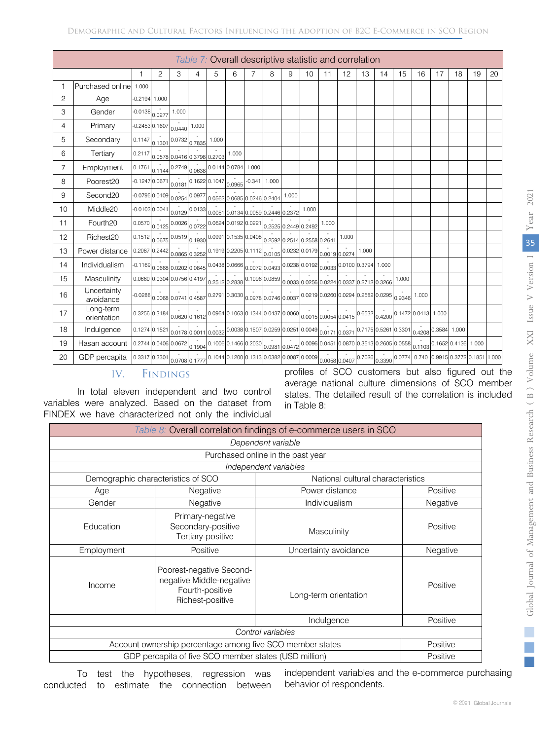| | | 1 | 2 | 3 | 4 | 5 | 6 | 7 | 8 | 9 | 10 | 11 | 12 | 13 | 14 | 15 | 16 | 17 | 18 | 19 | 20 |
|---|---|---|---|---|---|---|---|---|---|---|---|---|---|---|---|---|---|---|---|---|---|
| 1 | Purchased online | 1.000 | | | | | | | | | | | | | | | | | | | |
| 2 | Age | -0.2194 | 1.000 | | | | | | | | | | | | | | | | | | |
| 3 | Gender | -0.0138 | -0.0277 | 1.000 | | | | | | | | | | | | | | | | | |
| 4 | Primary | -0.2453 | 0.1607 | -0.0440 | 1.000 | | | | | | | | | | | | | | | | |
| 5 | Secondary | 0.1147 | -0.1301 | 0.0732 | -0.7835 | 1.000 | | | | | | | | | | | | | | | |
| 6 | Tertiary | 0.2117 | -0.0578 | -0.0416 | -0.3798 | -0.2703 | 1.000 | | | | | | | | | | | | | | |
| 7 | Employment | 0.1761 | -0.1144 | 0.2749 | -0.0638 | 0.0144 | 0.0784 | 1.000 | | | | | | | | | | | | | |
| 8 | Poorest20 | -0.1247 | 0.0671 | -0.0181 | 0.1622 | 0.1047 | -0.0965 | -0.341 | 1.000 | | | | | | | | | | | | |
| 9 | Second20 | -0.0795 | 0.0109 | -0.0254 | 0.0977 | -0.0562 | -0.0685 | -0.0246 | -0.2404 | 1.000 | | | | | | | | | | | |
| 10 | Middle20 | -0.0103 | 0.0041 | -0.0129 | 0.0133 | -0.0051 | -0.0134 | -0.0059 | -0.2446 | -0.2372 | 1.000 | | | | | | | | | | |
| 11 | Fourth20 | 0.0570 | -0.0125 | 0.0026 | -0.0722 | 0.0624 | 0.0192 | 0.0221 | -0.2525 | -0.2449 | -0.2492 | 1.000 | | | | | | | | | |
| 12 | Richest20 | 0.1512 | -0.0675 | 0.0519 | -0.1930 | 0.0991 | 0.1535 | 0.0408 | -0.2592 | -0.2514 | -0.2558 | -0.2641 | 1.000 | | | | | | | | |
| 13 | Power distance | 0.2087 | 0.2442 | -0.0865 | -0.3252 | 0.1919 | 0.2205 | 0.1112 | -0.0105 | 0.0232 | 0.0179 | -0.0019 | -0.0274 | 1.000 | | | | | | | |
| 14 | Individualism | -0.1169 | -0.0668 | -0.0202 | -0.0845 | 0.0438 | 0.0666 | -0.0072 | -0.0493 | 0.0238 | 0.0192 | -0.0033 | 0.0100 | 0.3794 | 1.000 | | | | | | |
| 15 | Masculinity | 0.0660 | 0.0304 | 0.0756 | 0.4197 | -0.2512 | -0.2838 | 0.1096 | 0.0859 | -0.0033 | -0.0256 | -0.0224 | -0.0337 | -0.2712 | -0.3266 | 1.000 | | | | | |
| 16 | Uncertainty avoidance | -0.0288 | 0.0068 | 0.0741 | 0.4587 | 0.2791 | 0.3030 | -0.0978 | -0.0746 | -0.0037 | 0.0219 | 0.0260 | 0.0294 | 0.2582 | 0.0295 | -0.9346 | 1.000 | | | | |
| 17 | Long-term orientation | 0.3256 | 0.3184 | -0.0620 | -0.1612 | 0.0964 | 0.1063 | 0.1344 | 0.0437 | 0.0060 | -0.0015 | 0.0054 | 0.0415 | 0.6532 | -0.4200 | 0.1472 | 0.0413 | 1.000 | | | |
| 18 | Indulgence | 0.1274 | 0.1521 | -0.0178 | 0.0011 | -0.0032 | 0.0038 | 0.1507 | 0.0259 | 0.0251 | 0.0049 | -0.0171 | -0.0371 | 0.7175 | 0.5261 | 0.3301 | -0.4208 | 0.3584 | 1.000 | | |
| 19 | Hasan account | 0.2744 | 0.0406 | 0.0672 | -0.1904 | 0.1006 | 0.1466 | 0.2030 | -0.0981 | -0.0472 | 0.0096 | 0.0451 | 0.0870 | 0.3513 | 0.2605 | 0.0558 | -0.1103 | 0.1652 | 0.4136 | 1.000 | |
| 20 | GDP percapita | 0.3317 | 0.3301 | -0.0708 | -0.1777 | 0.1044 | 0.1200 | 0.1313 | 0.0382 | 0.0087 | 0.0009 | -0.0058 | -0.0407 | 0.7026 | -0.3390 | 0.0774 | 0.740 | 0.9915 | 0.3772 | 0.1851 | 1.000 |

Table 7: Overall descriptive statistic and correlation

## IV. Findings

In total eleven independent and two control variables were analyzed. Based on the dataset from FINDEX we have characterized not only the individual profiles of SCO customers but also figured out the average national culture dimensions of SCO member states. The detailed result of the correlation is included in Table 8:

Table 8: Overall correlation findings of e-commerce users in SCO

| *Dependent variable* | | | |
|---|---|---|---|
| Purchased online in the past year | | | |
| *Independent variables* | | | |
| Demographic characteristics of SCO | | National cultural characteristics | |
| Age | Negative | Power distance | Positive |
| Gender | Negative | Individualism | Negative |
| Education | Primary-negative Secondary-positive Tertiary-positive | Masculinity | Positive |
| Employment | Positive | Uncertainty avoidance | Negative |
| Income | Poorest-negative Second-negative Middle-negative Fourth-positive Richest-positive | Long-term orientation | Positive |
| | | Indulgence | Positive |
| *Control variables* | | | |
| Account ownership percentage among five SCO member states | | | Positive |
| GDP percapita of five SCO member states (USD million) | | | Positive |

To test the hypotheses, regression was conducted to estimate the connection between independent variables and the e-commerce purchasing behavior of respondents.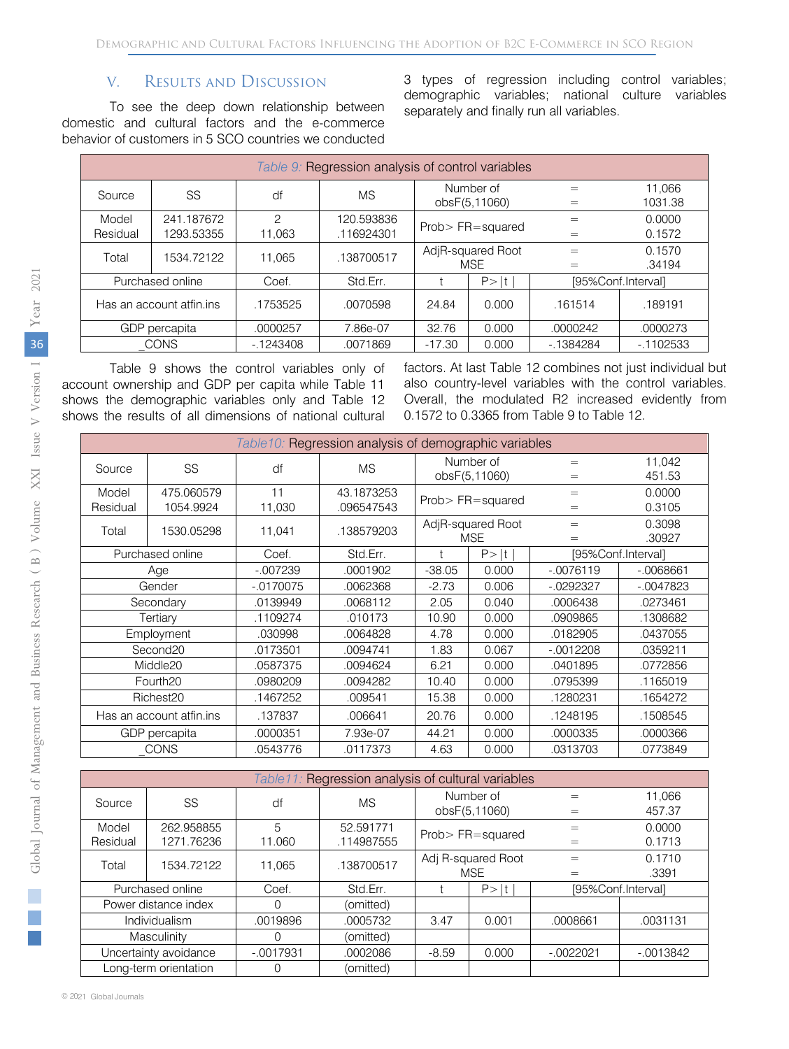## V. Results and Discussion

To see the deep down relationship between domestic and cultural factors and the e-commerce behavior of customers in 5 SCO countries we conducted 3 types of regression including control variables; demographic variables; national culture variables separately and finally run all variables.

| *Table 9:* Regression analysis of control variables | | | | | | | |
|---|---|---|---|---|---|---|---|
| Source | SS | df | MS | Number of obsF(5,11060) | | = = | 11,066 1031.38 |
| Model Residual | 241.187672 1293.53355 | 2 11,063 | 120.593836 .116924301 | Prob> FR=squared | | = = | 0.0000 0.1572 |
| Total | 1534.72122 | 11,065 | .138700517 | AdjR-squared Root MSE | | = = | 0.1570 .34194 |
| Purchased online | | Coef. | Std.Err. | t | P>\|t\| | [95%Conf.Interval] | |
| Has an account atfin.ins | | .1753525 | .0070598 | 24.84 | 0.000 | .161514 | .189191 |
| GDP percapita | | .0000257 | 7.86e-07 | 32.76 | 0.000 | .0000242 | .0000273 |
| _CONS | | -.1243408 | .0071869 | -17.30 | 0.000 | -.1384284 | -.1102533 |

Table 9 shows the control variables only of account ownership and GDP per capita while Table 11 shows the demographic variables only and Table 12 shows the results of all dimensions of national cultural factors. At last Table 12 combines not just individual but also country-level variables with the control variables. Overall, the modulated R2 increased evidently from 0.1572 to 0.3365 from Table 9 to Table 12.

| *Table10:* Regression analysis of demographic variables | | | | | | | |
|---|---|---|---|---|---|---|---|
| Source | SS | df | MS | Number of obsF(5,11060) | | = = | 11,042 451.53 |
| Model Residual | 475.060579 1054.9924 | 11 11,030 | 43.1873253 .096547543 | Prob> FR=squared | | = = | 0.0000 0.3105 |
| Total | 1530.05298 | 11,041 | .138579203 | AdjR-squared Root MSE | | = = | 0.3098 .30927 |
| Purchased online | | Coef. | Std.Err. | t | P>\|t\| | [95%Conf.Interval] | |
| Age | | -.007239 | .0001902 | -38.05 | 0.000 | -.0076119 | -.0068661 |
| Gender | | -.0170075 | .0062368 | -2.73 | 0.006 | -.0292327 | -.0047823 |
| Secondary | | .0139949 | .0068112 | 2.05 | 0.040 | .0006438 | .0273461 |
| Tertiary | | .1109274 | .010173 | 10.90 | 0.000 | .0909865 | .1308682 |
| Employment | | .030998 | .0064828 | 4.78 | 0.000 | .0182905 | .0437055 |
| Second20 | | .0173501 | .0094741 | 1.83 | 0.067 | -.0012208 | .0359211 |
| Middle20 | | .0587375 | .0094624 | 6.21 | 0.000 | .0401895 | .0772856 |
| Fourth20 | | .0980209 | .0094282 | 10.40 | 0.000 | .0795399 | .1165019 |
| Richest20 | | .1467252 | .009541 | 15.38 | 0.000 | .1280231 | .1654272 |
| Has an account atfin.ins | | .137837 | .006641 | 20.76 | 0.000 | .1248195 | .1508545 |
| GDP percapita | | .0000351 | 7.93e-07 | 44.21 | 0.000 | .0000335 | .0000366 |
| _CONS | | .0543776 | .0117373 | 4.63 | 0.000 | .0313703 | .0773849 |

| *Table11:* Regression analysis of cultural variables | | | | | | | |
|---|---|---|---|---|---|---|---|
| Source | SS | df | MS | Number of obsF(5,11060) | | = = | 11,066 457.37 |
| Model Residual | 262.958855 1271.76236 | 5 11.060 | 52.591771 .114987555 | Prob> FR=squared | | = = | 0.0000 0.1713 |
| Total | 1534.72122 | 11,065 | .138700517 | Adj R-squared Root MSE | | = = | 0.1710 .3391 |
| Purchased online | | Coef. | Std.Err. | t | P>\|t\| | [95%Conf.Interval] | |
| Power distance index | | 0 | (omitted) | | | | |
| Individualism | | .0019896 | .0005732 | 3.47 | 0.001 | .0008661 | .0031131 |
| Masculinity | | 0 | (omitted) | | | | |
| Uncertainty avoidance | | -.0017931 | .0002086 | -8.59 | 0.000 | -.0022021 | -.0013842 |
| Long-term orientation | | 0 | (omitted) | | | | |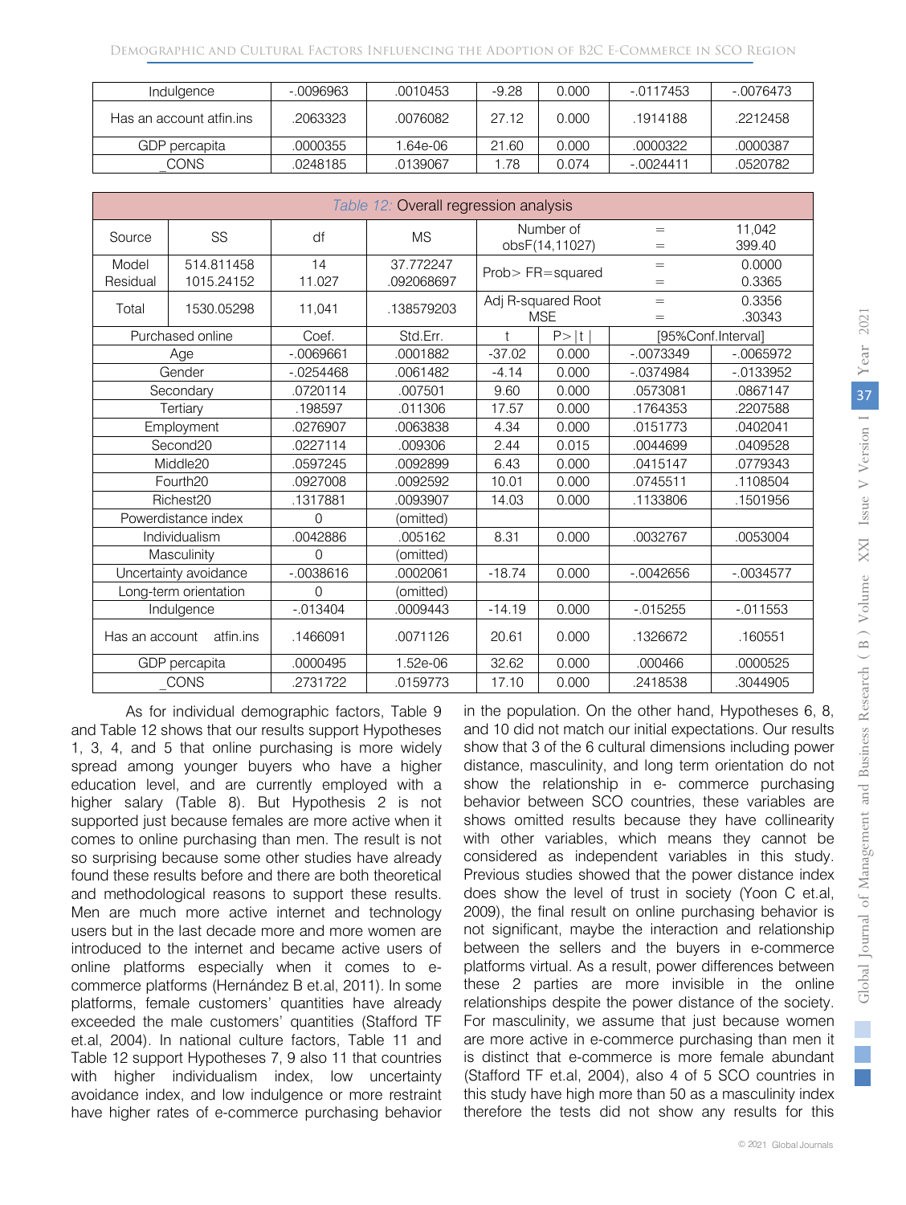| Indulgence | -.0096963 | .0010453 | -9.28 | 0.000 | -.0117453 | -.0076473 |
|---|---|---|---|---|---|---|
| Has an account atfin.ins | .2063323 | .0076082 | 27.12 | 0.000 | .1914188 | .2212458 |
| GDP percapita | .0000355 | 1.64e-06 | 21.60 | 0.000 | .0000322 | .0000387 |
| _CONS | .0248185 | .0139067 | 1.78 | 0.074 | -.0024411 | .0520782 |

*Table 12:* Overall regression analysis

| Source | SS | df | MS | Number of obsF(14,11027) | = = | 11,042 399.40 |
|---|---|---|---|---|---|---|
| Model Residual | 514.811458 1015.24152 | 14 11.027 | 37.772247 .092068697 | Prob> FR=squared | = = | 0.0000 0.3365 |
| Total | 1530.05298 | 11,041 | .138579203 | Adj R-squared Root MSE | = = | 0.3356 .30343 |

| Purchased online | Coef. | Std.Err. | t | P>\|t\| | [95%Conf.Interval] | |
|---|---|---|---|---|---|---|
| Age | -.0069661 | .0001882 | -37.02 | 0.000 | -.0073349 | -.0065972 |
| Gender | -.0254468 | .0061482 | -4.14 | 0.000 | -.0374984 | -.0133952 |
| Secondary | .0720114 | .007501 | 9.60 | 0.000 | .0573081 | .0867147 |
| Tertiary | .198597 | .011306 | 17.57 | 0.000 | .1764353 | .2207588 |
| Employment | .0276907 | .0063838 | 4.34 | 0.000 | .0151773 | .0402041 |
| Second20 | .0227114 | .009306 | 2.44 | 0.015 | .0044699 | .0409528 |
| Middle20 | .0597245 | .0092899 | 6.43 | 0.000 | .0415147 | .0779343 |
| Fourth20 | .0927008 | .0092592 | 10.01 | 0.000 | .0745511 | .1108504 |
| Richest20 | .1317881 | .0093907 | 14.03 | 0.000 | .1133806 | .1501956 |
| Powerdistance index | 0 | (omitted) | | | | |
| Individualism | .0042886 | .005162 | 8.31 | 0.000 | .0032767 | .0053004 |
| Masculinity | 0 | (omitted) | | | | |
| Uncertainty avoidance | -.0038616 | .0002061 | -18.74 | 0.000 | -.0042656 | -.0034577 |
| Long-term orientation | 0 | (omitted) | | | | |
| Indulgence | -.013404 | .0009443 | -14.19 | 0.000 | -.015255 | -.011553 |
| Has an account atfin.ins | .1466091 | .0071126 | 20.61 | 0.000 | .1326672 | .160551 |
| GDP percapita | .0000495 | 1.52e-06 | 32.62 | 0.000 | .000466 | .0000525 |
| _CONS | .2731722 | .0159773 | 17.10 | 0.000 | .2418538 | .3044905 |

As for individual demographic factors, Table 9 and Table 12 shows that our results support Hypotheses 1, 3, 4, and 5 that online purchasing is more widely spread among younger buyers who have a higher education level, and are currently employed with a higher salary (Table 8). But Hypothesis 2 is not supported just because females are more active when it comes to online purchasing than men. The result is not so surprising because some other studies have already found these results before and there are both theoretical and methodological reasons to support these results. Men are much more active internet and technology users but in the last decade more and more women are introduced to the internet and became active users of online platforms especially when it comes to e-commerce platforms (Hernández B et.al, 2011). In some platforms, female customers' quantities have already exceeded the male customers' quantities (Stafford TF et.al, 2004). In national culture factors, Table 11 and Table 12 support Hypotheses 7, 9 also 11 that countries with higher individualism index, low uncertainty avoidance index, and low indulgence or more restraint have higher rates of e-commerce purchasing behavior in the population. On the other hand, Hypotheses 6, 8, and 10 did not match our initial expectations. Our results show that 3 of the 6 cultural dimensions including power distance, masculinity, and long term orientation do not show the relationship in e- commerce purchasing behavior between SCO countries, these variables are shows omitted results because they have collinearity with other variables, which means they cannot be considered as independent variables in this study. Previous studies showed that the power distance index does show the level of trust in society (Yoon C et.al, 2009), the final result on online purchasing behavior is not significant, maybe the interaction and relationship between the sellers and the buyers in e-commerce platforms virtual. As a result, power differences between these 2 parties are more invisible in the online relationships despite the power distance of the society. For masculinity, we assume that just because women are more active in e-commerce purchasing than men it is distinct that e-commerce is more female abundant (Stafford TF et.al, 2004), also 4 of 5 SCO countries in this study have high more than 50 as a masculinity index therefore the tests did not show any results for this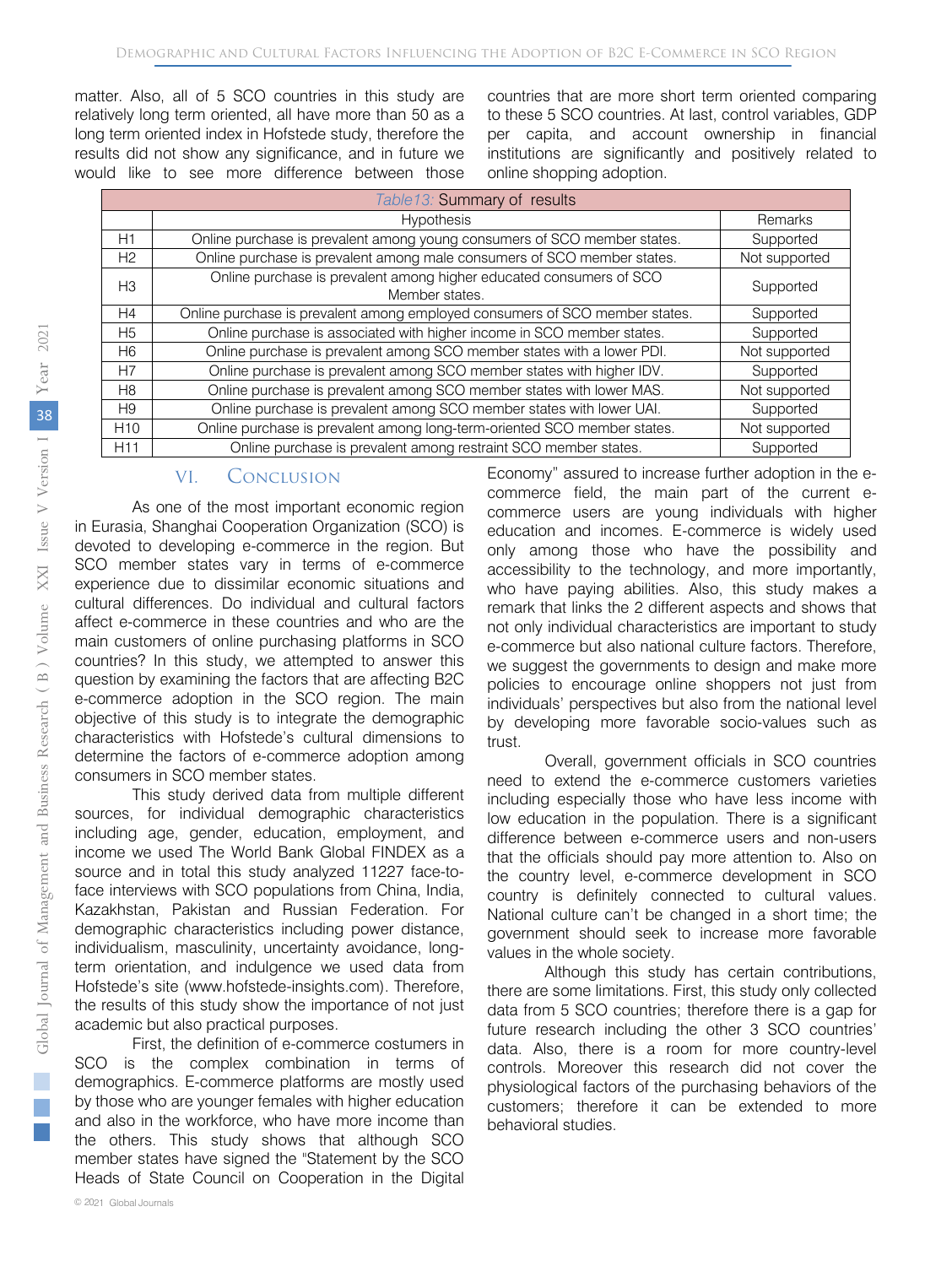matter. Also, all of 5 SCO countries in this study are relatively long term oriented, all have more than 50 as a long term oriented index in Hofstede study, therefore the results did not show any significance, and in future we would like to see more difference between those countries that are more short term oriented comparing to these 5 SCO countries. At last, control variables, GDP per capita, and account ownership in financial institutions are significantly and positively related to online shopping adoption.

*Table13:* Summary of results

| | Hypothesis | Remarks |
|---|---|---|
| H1 | Online purchase is prevalent among young consumers of SCO member states. | Supported |
| H2 | Online purchase is prevalent among male consumers of SCO member states. | Not supported |
| H3 | Online purchase is prevalent among higher educated consumers of SCO Member states. | Supported |
| H4 | Online purchase is prevalent among employed consumers of SCO member states. | Supported |
| H5 | Online purchase is associated with higher income in SCO member states. | Supported |
| H6 | Online purchase is prevalent among SCO member states with a lower PDI. | Not supported |
| H7 | Online purchase is prevalent among SCO member states with higher IDV. | Supported |
| H8 | Online purchase is prevalent among SCO member states with lower MAS. | Not supported |
| H9 | Online purchase is prevalent among SCO member states with lower UAI. | Supported |
| H10 | Online purchase is prevalent among long-term-oriented SCO member states. | Not supported |
| H11 | Online purchase is prevalent among restraint SCO member states. | Supported |

## VI. Conclusion

As one of the most important economic region in Eurasia, Shanghai Cooperation Organization (SCO) is devoted to developing e-commerce in the region. But SCO member states vary in terms of e-commerce experience due to dissimilar economic situations and cultural differences. Do individual and cultural factors affect e-commerce in these countries and who are the main customers of online purchasing platforms in SCO countries? In this study, we attempted to answer this question by examining the factors that are affecting B2C e-commerce adoption in the SCO region. The main objective of this study is to integrate the demographic characteristics with Hofstede's cultural dimensions to determine the factors of e-commerce adoption among consumers in SCO member states.

This study derived data from multiple different sources, for individual demographic characteristics including age, gender, education, employment, and income we used The World Bank Global FINDEX as a source and in total this study analyzed 11227 face-to-face interviews with SCO populations from China, India, Kazakhstan, Pakistan and Russian Federation. For demographic characteristics including power distance, individualism, masculinity, uncertainty avoidance, long-term orientation, and indulgence we used data from Hofstede's site (www.hofstede-insights.com). Therefore, the results of this study show the importance of not just academic but also practical purposes.

First, the definition of e-commerce costumers in SCO is the complex combination in terms of demographics. E-commerce platforms are mostly used by those who are younger females with higher education and also in the workforce, who have more income than the others. This study shows that although SCO member states have signed the "Statement by the SCO Heads of State Council on Cooperation in the Digital Economy" assured to increase further adoption in the e-commerce field, the main part of the current e-commerce users are young individuals with higher education and incomes. E-commerce is widely used only among those who have the possibility and accessibility to the technology, and more importantly, who have paying abilities. Also, this study makes a remark that links the 2 different aspects and shows that not only individual characteristics are important to study e-commerce but also national culture factors. Therefore, we suggest the governments to design and make more policies to encourage online shoppers not just from individuals' perspectives but also from the national level by developing more favorable socio-values such as trust.

Overall, government officials in SCO countries need to extend the e-commerce customers varieties including especially those who have less income with low education in the population. There is a significant difference between e-commerce users and non-users that the officials should pay more attention to. Also on the country level, e-commerce development in SCO country is definitely connected to cultural values. National culture can't be changed in a short time; the government should seek to increase more favorable values in the whole society.

Although this study has certain contributions, there are some limitations. First, this study only collected data from 5 SCO countries; therefore there is a gap for future research including the other 3 SCO countries' data. Also, there is a room for more country-level controls. Moreover this research did not cover the physiological factors of the purchasing behaviors of the customers; therefore it can be extended to more behavioral studies.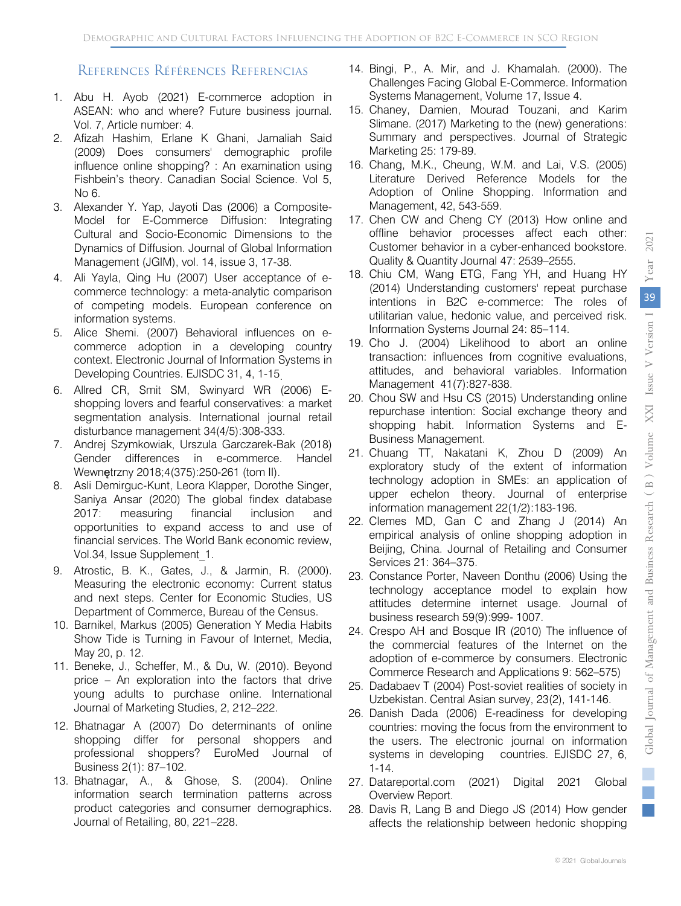## References Références Referencias

1. Abu H. Ayob (2021) E-commerce adoption in ASEAN: who and where? Future business journal. Vol. 7, Article number: 4.
2. Afizah Hashim, Erlane K Ghani, Jamaliah Said (2009) Does consumers' demographic profile influence online shopping? : An examination using Fishbein's theory. Canadian Social Science. Vol 5, No 6.
3. Alexander Y. Yap, Jayoti Das (2006) a Composite-Model for E-Commerce Diffusion: Integrating Cultural and Socio-Economic Dimensions to the Dynamics of Diffusion. Journal of Global Information Management (JGIM), vol. 14, issue 3, 17-38.
4. Ali Yayla, Qing Hu (2007) User acceptance of e-commerce technology: a meta-analytic comparison of competing models. European conference on information systems.
5. Alice Shemi. (2007) Behavioral influences on e-commerce adoption in a developing country context. Electronic Journal of Information Systems in Developing Countries. EJISDC 31, 4, 1-15.
6. Allred CR, Smit SM, Swinyard WR (2006) E-shopping lovers and fearful conservatives: a market segmentation analysis. International journal retail disturbance management 34(4/5):308-333.
7. Andrej Szymkowiak, Urszula Garczarek-Bak (2018) Gender differences in e-commerce. Handel Wewnętrzny 2018;4(375):250-261 (tom II).
8. Asli Demirguc-Kunt, Leora Klapper, Dorothe Singer, Saniya Ansar (2020) The global findex database 2017: measuring financial inclusion and opportunities to expand access to and use of financial services. The World Bank economic review, Vol.34, Issue Supplement_1.
9. Atrostic, B. K., Gates, J., & Jarmin, R. (2000). Measuring the electronic economy: Current status and next steps. Center for Economic Studies, US Department of Commerce, Bureau of the Census.
10. Barnikel, Markus (2005) Generation Y Media Habits Show Tide is Turning in Favour of Internet, Media, May 20, p. 12.
11. Beneke, J., Scheffer, M., & Du, W. (2010). Beyond price – An exploration into the factors that drive young adults to purchase online. International Journal of Marketing Studies, 2, 212–222.
12. Bhatnagar A (2007) Do determinants of online shopping differ for personal shoppers and professional shoppers? EuroMed Journal of Business 2(1): 87–102.
13. Bhatnagar, A., & Ghose, S. (2004). Online information search termination patterns across product categories and consumer demographics. Journal of Retailing, 80, 221–228.
14. Bingi, P., A. Mir, and J. Khamalah. (2000). The Challenges Facing Global E-Commerce. Information Systems Management, Volume 17, Issue 4.
15. Chaney, Damien, Mourad Touzani, and Karim Slimane. (2017) Marketing to the (new) generations: Summary and perspectives. Journal of Strategic Marketing 25: 179-89.
16. Chang, M.K., Cheung, W.M. and Lai, V.S. (2005) Literature Derived Reference Models for the Adoption of Online Shopping. Information and Management, 42, 543-559.
17. Chen CW and Cheng CY (2013) How online and offline behavior processes affect each other: Customer behavior in a cyber-enhanced bookstore. Quality & Quantity Journal 47: 2539–2555.
18. Chiu CM, Wang ETG, Fang YH, and Huang HY (2014) Understanding customers' repeat purchase intentions in B2C e-commerce: The roles of utilitarian value, hedonic value, and perceived risk. Information Systems Journal 24: 85–114.
19. Cho J. (2004) Likelihood to abort an online transaction: influences from cognitive evaluations, attitudes, and behavioral variables. Information Management 41(7):827-838.
20. Chou SW and Hsu CS (2015) Understanding online repurchase intention: Social exchange theory and shopping habit. Information Systems and E-Business Management.
21. Chuang TT, Nakatani K, Zhou D (2009) An exploratory study of the extent of information technology adoption in SMEs: an application of upper echelon theory. Journal of enterprise information management 22(1/2):183-196.
22. Clemes MD, Gan C and Zhang J (2014) An empirical analysis of online shopping adoption in Beijing, China. Journal of Retailing and Consumer Services 21: 364–375.
23. Constance Porter, Naveen Donthu (2006) Using the technology acceptance model to explain how attitudes determine internet usage. Journal of business research 59(9):999- 1007.
24. Crespo AH and Bosque IR (2010) The influence of the commercial features of the Internet on the adoption of e-commerce by consumers. Electronic Commerce Research and Applications 9: 562–575)
25. Dadabaev T (2004) Post-soviet realities of society in Uzbekistan. Central Asian survey, 23(2), 141-146.
26. Danish Dada (2006) E-readiness for developing countries: moving the focus from the environment to the users. The electronic journal on information systems in developing countries. EJISDC 27, 6, 1-14.
27. Datareportal.com (2021) Digital 2021 Global Overview Report.
28. Davis R, Lang B and Diego JS (2014) How gender affects the relationship between hedonic shopping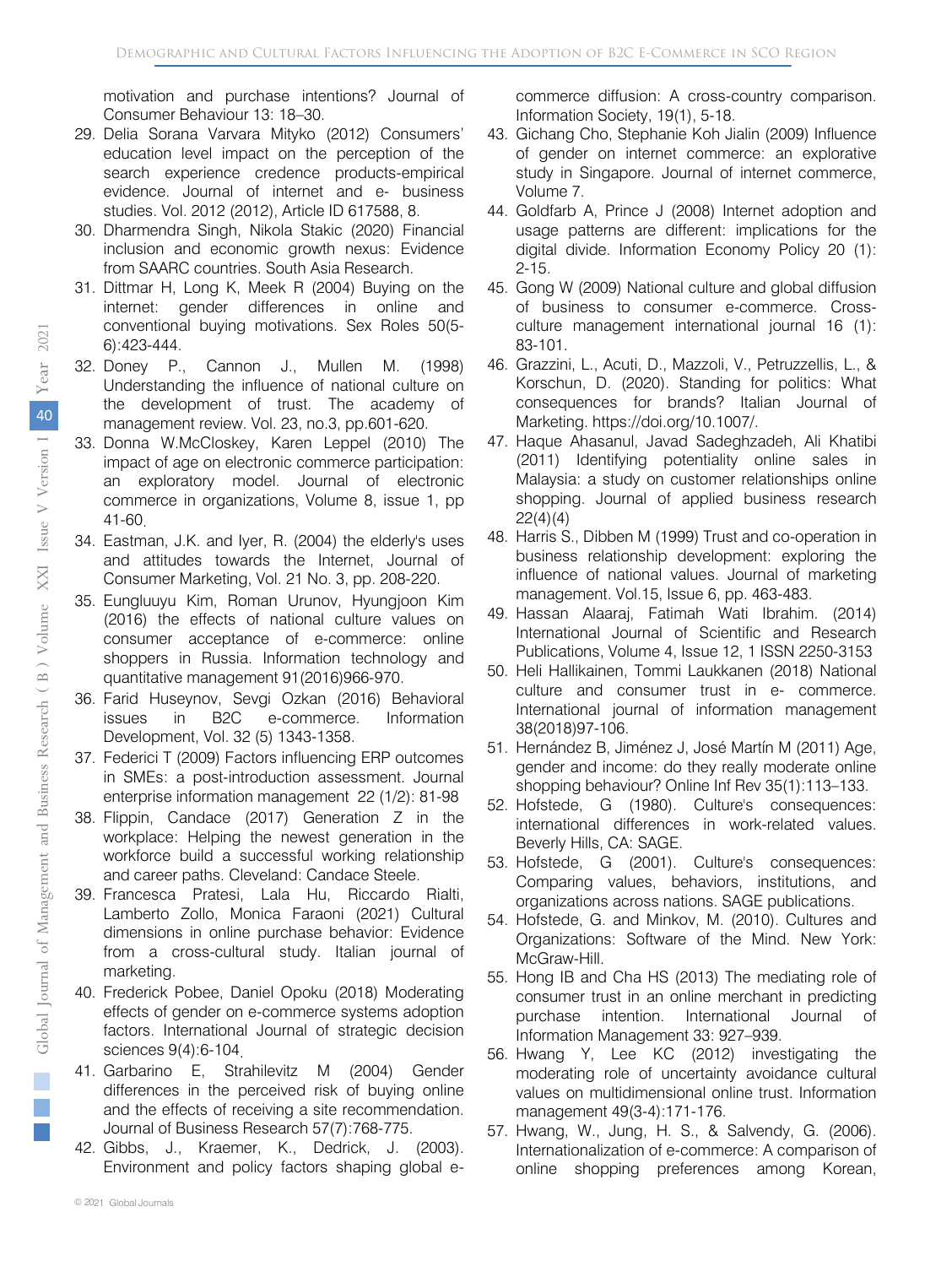motivation and purchase intentions? Journal of Consumer Behaviour 13: 18–30.

29. Delia Sorana Varvara Mityko (2012) Consumers' education level impact on the perception of the search experience credence products-empirical evidence. Journal of internet and e- business studies. Vol. 2012 (2012), Article ID 617588, 8.
30. Dharmendra Singh, Nikola Stakic (2020) Financial inclusion and economic growth nexus: Evidence from SAARC countries. South Asia Research.
31. Dittmar H, Long K, Meek R (2004) Buying on the internet: gender differences in online and conventional buying motivations. Sex Roles 50(5-6):423-444.
32. Doney P., Cannon J., Mullen M. (1998) Understanding the influence of national culture on the development of trust. The academy of management review. Vol. 23, no.3, pp.601-620.
33. Donna W.McCloskey, Karen Leppel (2010) The impact of age on electronic commerce participation: an exploratory model. Journal of electronic commerce in organizations, Volume 8, issue 1, pp 41-60.
34. Eastman, J.K. and Iyer, R. (2004) the elderly's uses and attitudes towards the Internet, Journal of Consumer Marketing, Vol. 21 No. 3, pp. 208-220.
35. Eungluuyu Kim, Roman Urunov, Hyungjoon Kim (2016) the effects of national culture values on consumer acceptance of e-commerce: online shoppers in Russia. Information technology and quantitative management 91(2016)966-970.
36. Farid Huseynov, Sevgi Ozkan (2016) Behavioral issues in B2C e-commerce. Information Development, Vol. 32 (5) 1343-1358.
37. Federici T (2009) Factors influencing ERP outcomes in SMEs: a post-introduction assessment. Journal enterprise information management 22 (1/2): 81-98
38. Flippin, Candace (2017) Generation Z in the workplace: Helping the newest generation in the workforce build a successful working relationship and career paths. Cleveland: Candace Steele.
39. Francesca Pratesi, Lala Hu, Riccardo Rialti, Lamberto Zollo, Monica Faraoni (2021) Cultural dimensions in online purchase behavior: Evidence from a cross-cultural study. Italian journal of marketing.
40. Frederick Pobee, Daniel Opoku (2018) Moderating effects of gender on e-commerce systems adoption factors. International Journal of strategic decision sciences 9(4):6-104.
41. Garbarino E, Strahilevitz M (2004) Gender differences in the perceived risk of buying online and the effects of receiving a site recommendation. Journal of Business Research 57(7):768-775.
42. Gibbs, J., Kraemer, K., Dedrick, J. (2003). Environment and policy factors shaping global e-commerce diffusion: A cross-country comparison. Information Society, 19(1), 5-18.
43. Gichang Cho, Stephanie Koh Jialin (2009) Influence of gender on internet commerce: an explorative study in Singapore. Journal of internet commerce, Volume 7.
44. Goldfarb A, Prince J (2008) Internet adoption and usage patterns are different: implications for the digital divide. Information Economy Policy 20 (1): 2-15.
45. Gong W (2009) National culture and global diffusion of business to consumer e-commerce. Cross-culture management international journal 16 (1): 83-101.
46. Grazzini, L., Acuti, D., Mazzoli, V., Petruzzellis, L., & Korschun, D. (2020). Standing for politics: What consequences for brands? Italian Journal of Marketing. https://doi.org/10.1007/.
47. Haque Ahasanul, Javad Sadeghzadeh, Ali Khatibi (2011) Identifying potentiality online sales in Malaysia: a study on customer relationships online shopping. Journal of applied business research 22(4)(4)
48. Harris S., Dibben M (1999) Trust and co-operation in business relationship development: exploring the influence of national values. Journal of marketing management. Vol.15, Issue 6, pp. 463-483.
49. Hassan Alaaraj, Fatimah Wati Ibrahim. (2014) International Journal of Scientific and Research Publications, Volume 4, Issue 12, 1 ISSN 2250-3153
50. Heli Hallikainen, Tommi Laukkanen (2018) National culture and consumer trust in e- commerce. International journal of information management 38(2018)97-106.
51. Hernández B, Jiménez J, José Martín M (2011) Age, gender and income: do they really moderate online shopping behaviour? Online Inf Rev 35(1):113–133.
52. Hofstede, G (1980). Culture's consequences: international differences in work-related values. Beverly Hills, CA: SAGE.
53. Hofstede, G (2001). Culture's consequences: Comparing values, behaviors, institutions, and organizations across nations. SAGE publications.
54. Hofstede, G. and Minkov, M. (2010). Cultures and Organizations: Software of the Mind. New York: McGraw-Hill.
55. Hong IB and Cha HS (2013) The mediating role of consumer trust in an online merchant in predicting purchase intention. International Journal of Information Management 33: 927–939.
56. Hwang Y, Lee KC (2012) investigating the moderating role of uncertainty avoidance cultural values on multidimensional online trust. Information management 49(3-4):171-176.
57. Hwang, W., Jung, H. S., & Salvendy, G. (2006). Internationalization of e-commerce: A comparison of online shopping preferences among Korean,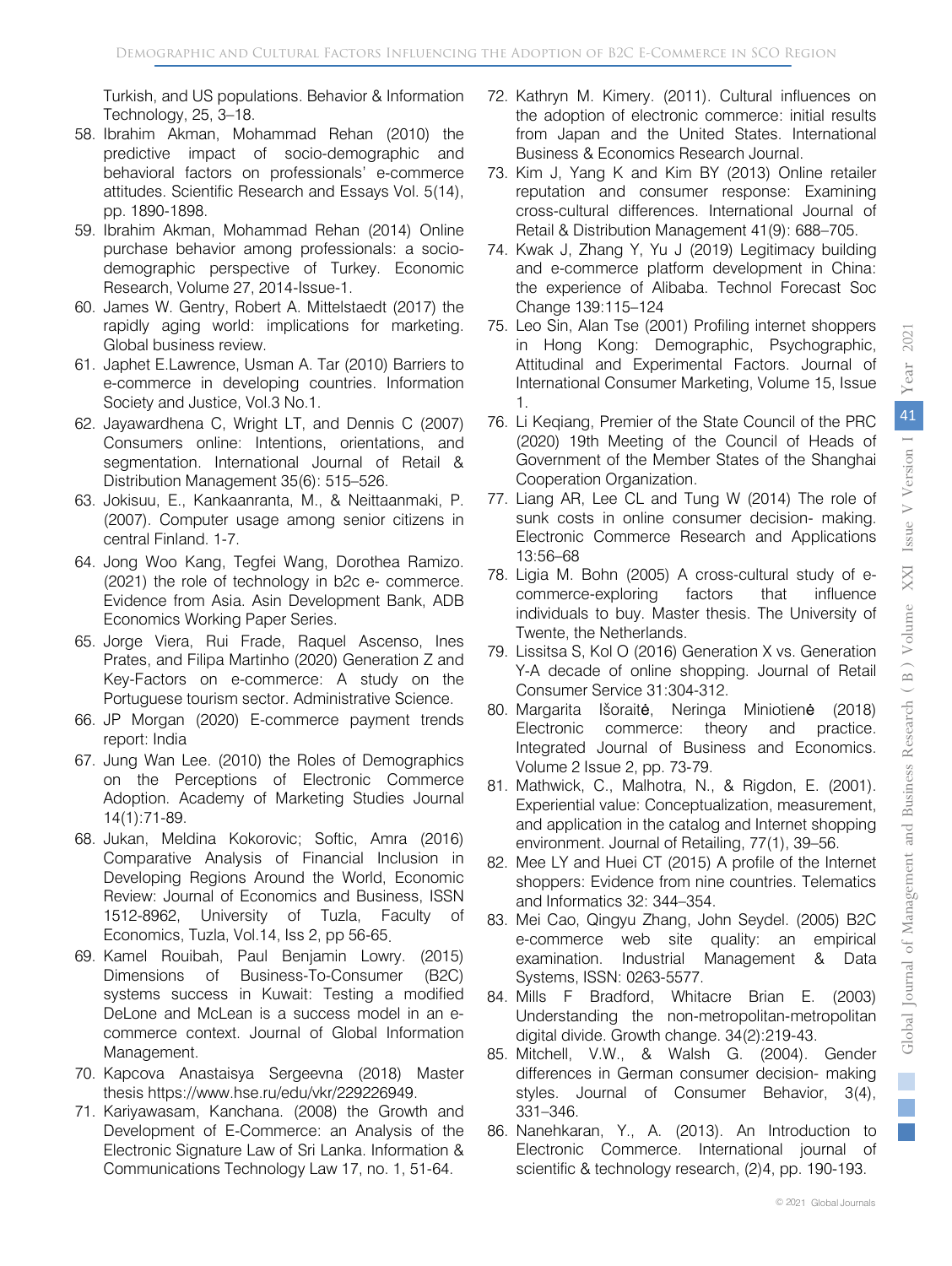Turkish, and US populations. Behavior & Information Technology, 25, 3–18.

58. Ibrahim Akman, Mohammad Rehan (2010) the predictive impact of socio-demographic and behavioral factors on professionals' e-commerce attitudes. Scientific Research and Essays Vol. 5(14), pp. 1890-1898.
59. Ibrahim Akman, Mohammad Rehan (2014) Online purchase behavior among professionals: a socio-demographic perspective of Turkey. Economic Research, Volume 27, 2014-Issue-1.
60. James W. Gentry, Robert A. Mittelstaedt (2017) the rapidly aging world: implications for marketing. Global business review.
61. Japhet E.Lawrence, Usman A. Tar (2010) Barriers to e-commerce in developing countries. Information Society and Justice, Vol.3 No.1.
62. Jayawardhena C, Wright LT, and Dennis C (2007) Consumers online: Intentions, orientations, and segmentation. International Journal of Retail & Distribution Management 35(6): 515–526.
63. Jokisuu, E., Kankaanranta, M., & Neittaanmaki, P. (2007). Computer usage among senior citizens in central Finland. 1-7.
64. Jong Woo Kang, Tegfei Wang, Dorothea Ramizo. (2021) the role of technology in b2c e- commerce. Evidence from Asia. Asin Development Bank, ADB Economics Working Paper Series.
65. Jorge Viera, Rui Frade, Raquel Ascenso, Ines Prates, and Filipa Martinho (2020) Generation Z and Key-Factors on e-commerce: A study on the Portuguese tourism sector. Administrative Science.
66. JP Morgan (2020) E-commerce payment trends report: India
67. Jung Wan Lee. (2010) the Roles of Demographics on the Perceptions of Electronic Commerce Adoption. Academy of Marketing Studies Journal 14(1):71-89.
68. Jukan, Meldina Kokorovic; Softic, Amra (2016) Comparative Analysis of Financial Inclusion in Developing Regions Around the World, Economic Review: Journal of Economics and Business, ISSN 1512-8962, University of Tuzla, Faculty of Economics, Tuzla, Vol.14, Iss 2, pp 56-65.
69. Kamel Rouibah, Paul Benjamin Lowry. (2015) Dimensions of Business-To-Consumer (B2C) systems success in Kuwait: Testing a modified DeLone and McLean is a success model in an e-commerce context. Journal of Global Information Management.
70. Kapcova Anastaisya Sergeevna (2018) Master thesis https://www.hse.ru/edu/vkr/229226949.
71. Kariyawasam, Kanchana. (2008) the Growth and Development of E-Commerce: an Analysis of the Electronic Signature Law of Sri Lanka. Information & Communications Technology Law 17, no. 1, 51-64.
72. Kathryn M. Kimery. (2011). Cultural influences on the adoption of electronic commerce: initial results from Japan and the United States. International Business & Economics Research Journal.
73. Kim J, Yang K and Kim BY (2013) Online retailer reputation and consumer response: Examining cross-cultural differences. International Journal of Retail & Distribution Management 41(9): 688–705.
74. Kwak J, Zhang Y, Yu J (2019) Legitimacy building and e-commerce platform development in China: the experience of Alibaba. Technol Forecast Soc Change 139:115–124
75. Leo Sin, Alan Tse (2001) Profiling internet shoppers in Hong Kong: Demographic, Psychographic, Attitudinal and Experimental Factors. Journal of International Consumer Marketing, Volume 15, Issue 1.
76. Li Keqiang, Premier of the State Council of the PRC (2020) 19th Meeting of the Council of Heads of Government of the Member States of the Shanghai Cooperation Organization.
77. Liang AR, Lee CL and Tung W (2014) The role of sunk costs in online consumer decision- making. Electronic Commerce Research and Applications 13:56–68
78. Ligia M. Bohn (2005) A cross-cultural study of e-commerce-exploring factors that influence individuals to buy. Master thesis. The University of Twente, the Netherlands.
79. Lissitsa S, Kol O (2016) Generation X vs. Generation Y-A decade of online shopping. Journal of Retail Consumer Service 31:304-312.
80. Margarita Išoraitė, Neringa Miniotienė (2018) Electronic commerce: theory and practice. Integrated Journal of Business and Economics. Volume 2 Issue 2, pp. 73-79.
81. Mathwick, C., Malhotra, N., & Rigdon, E. (2001). Experiential value: Conceptualization, measurement, and application in the catalog and Internet shopping environment. Journal of Retailing, 77(1), 39–56.
82. Mee LY and Huei CT (2015) A profile of the Internet shoppers: Evidence from nine countries. Telematics and Informatics 32: 344–354.
83. Mei Cao, Qingyu Zhang, John Seydel. (2005) B2C e-commerce web site quality: an empirical examination. Industrial Management & Data Systems, ISSN: 0263-5577.
84. Mills F Bradford, Whitacre Brian E. (2003) Understanding the non-metropolitan-metropolitan digital divide. Growth change. 34(2):219-43.
85. Mitchell, V.W., & Walsh G. (2004). Gender differences in German consumer decision- making styles. Journal of Consumer Behavior, 3(4), 331–346.
86. Nanehkaran, Y., A. (2013). An Introduction to Electronic Commerce. International journal of scientific & technology research, (2)4, pp. 190-193.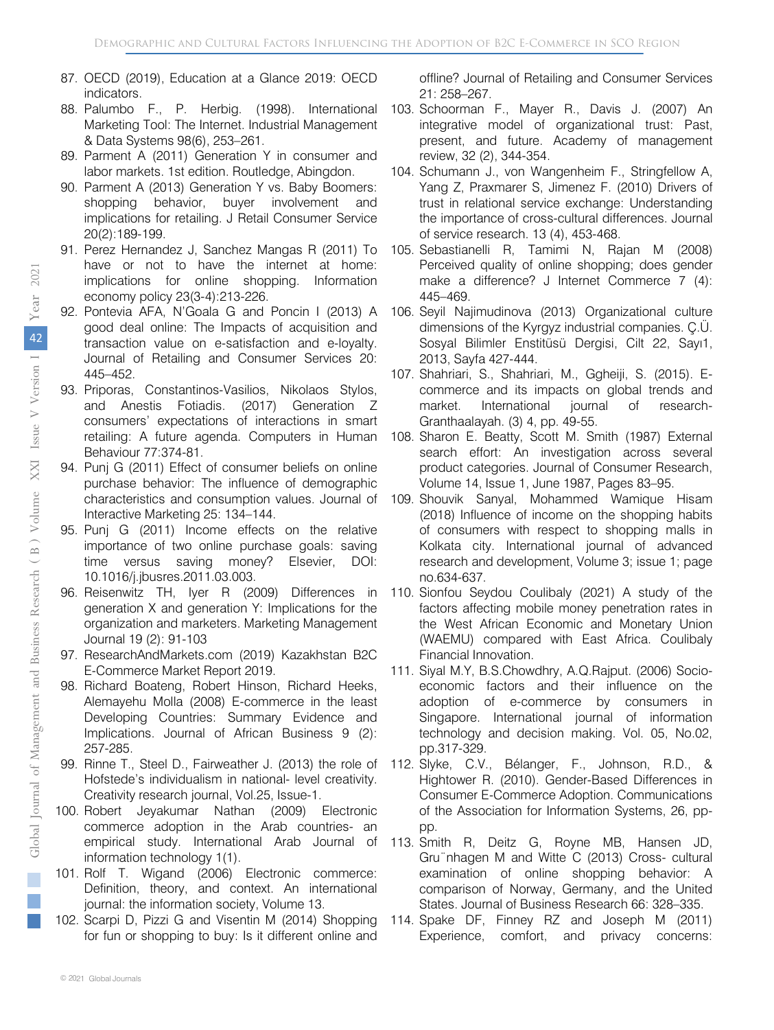87. OECD (2019), Education at a Glance 2019: OECD indicators.
88. Palumbo F., P. Herbig. (1998). International Marketing Tool: The Internet. Industrial Management & Data Systems 98(6), 253–261.
89. Parment A (2011) Generation Y in consumer and labor markets. 1st edition. Routledge, Abingdon.
90. Parment A (2013) Generation Y vs. Baby Boomers: shopping behavior, buyer involvement and implications for retailing. J Retail Consumer Service 20(2):189-199.
91. Perez Hernandez J, Sanchez Mangas R (2011) To have or not to have the internet at home: implications for online shopping. Information economy policy 23(3-4):213-226.
92. Pontevia AFA, N'Goala G and Poncin I (2013) A good deal online: The Impacts of acquisition and transaction value on e-satisfaction and e-loyalty. Journal of Retailing and Consumer Services 20: 445–452.
93. Priporas, Constantinos-Vasilios, Nikolaos Stylos, and Anestis Fotiadis. (2017) Generation Z consumers' expectations of interactions in smart retailing: A future agenda. Computers in Human Behaviour 77:374-81.
94. Punj G (2011) Effect of consumer beliefs on online purchase behavior: The influence of demographic characteristics and consumption values. Journal of Interactive Marketing 25: 134–144.
95. Punj G (2011) Income effects on the relative importance of two online purchase goals: saving time versus saving money? Elsevier, DOI: 10.1016/j.jbusres.2011.03.003.
96. Reisenwitz TH, Iyer R (2009) Differences in generation X and generation Y: Implications for the organization and marketers. Marketing Management Journal 19 (2): 91-103
97. ResearchAndMarkets.com (2019) Kazakhstan B2C E-Commerce Market Report 2019.
98. Richard Boateng, Robert Hinson, Richard Heeks, Alemayehu Molla (2008) E-commerce in the least Developing Countries: Summary Evidence and Implications. Journal of African Business 9 (2): 257-285.
99. Rinne T., Steel D., Fairweather J. (2013) the role of Hofstede's individualism in national- level creativity. Creativity research journal, Vol.25, Issue-1.
100. Robert Jeyakumar Nathan (2009) Electronic commerce adoption in the Arab countries- an empirical study. International Arab Journal of information technology 1(1).
101. Rolf T. Wigand (2006) Electronic commerce: Definition, theory, and context. An international journal: the information society, Volume 13.
102. Scarpi D, Pizzi G and Visentin M (2014) Shopping for fun or shopping to buy: Is it different online and offline? Journal of Retailing and Consumer Services 21: 258–267.
103. Schoorman F., Mayer R., Davis J. (2007) An integrative model of organizational trust: Past, present, and future. Academy of management review, 32 (2), 344-354.
104. Schumann J., von Wangenheim F., Stringfellow A, Yang Z, Praxmarer S, Jimenez F. (2010) Drivers of trust in relational service exchange: Understanding the importance of cross-cultural differences. Journal of service research. 13 (4), 453-468.
105. Sebastianelli R, Tamimi N, Rajan M (2008) Perceived quality of online shopping; does gender make a difference? J Internet Commerce 7 (4): 445–469.
106. Seyil Najimudinova (2013) Organizational culture dimensions of the Kyrgyz industrial companies. Ç.Ü. Sosyal Bilimler Enstitüsü Dergisi, Cilt 22, Sayı1, 2013, Sayfa 427-444.
107. Shahriari, S., Shahriari, M., Ggheiji, S. (2015). E-commerce and its impacts on global trends and market. International journal of research-Granthaalayah. (3) 4, pp. 49-55.
108. Sharon E. Beatty, Scott M. Smith (1987) External search effort: An investigation across several product categories. Journal of Consumer Research, Volume 14, Issue 1, June 1987, Pages 83–95.
109. Shouvik Sanyal, Mohammed Wamique Hisam (2018) Influence of income on the shopping habits of consumers with respect to shopping malls in Kolkata city. International journal of advanced research and development, Volume 3; issue 1; page no.634-637.
110. Sionfou Seydou Coulibaly (2021) A study of the factors affecting mobile money penetration rates in the West African Economic and Monetary Union (WAEMU) compared with East Africa. Coulibaly Financial Innovation.
111. Siyal M.Y, B.S.Chowdhry, A.Q.Rajput. (2006) Socio-economic factors and their influence on the adoption of e-commerce by consumers in Singapore. International journal of information technology and decision making. Vol. 05, No.02, pp.317-329.
112. Slyke, C.V., Bélanger, F., Johnson, R.D., & Hightower R. (2010). Gender-Based Differences in Consumer E-Commerce Adoption. Communications of the Association for Information Systems, 26, pp-pp.
113. Smith R, Deitz G, Royne MB, Hansen JD, Gru¨nhagen M and Witte C (2013) Cross- cultural examination of online shopping behavior: A comparison of Norway, Germany, and the United States. Journal of Business Research 66: 328–335.
114. Spake DF, Finney RZ and Joseph M (2011) Experience, comfort, and privacy concerns: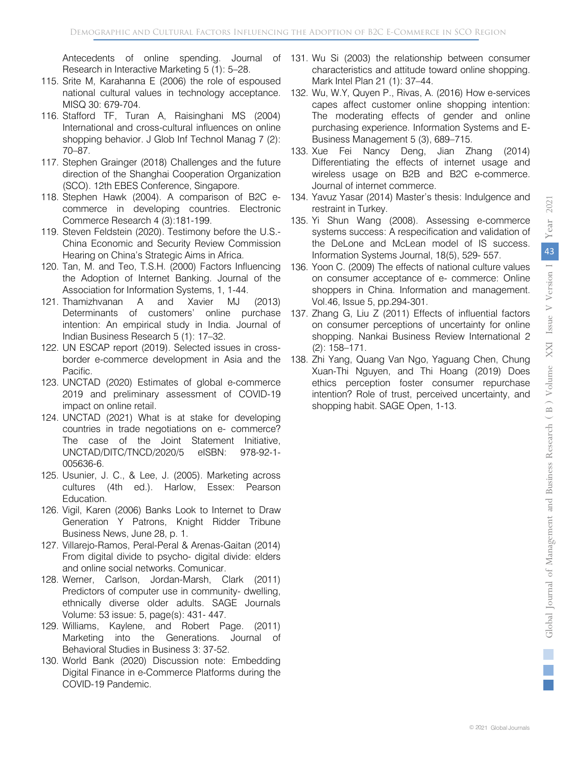Antecedents of online spending. Journal of Research in Interactive Marketing 5 (1): 5–28.

115. Srite M, Karahanna E (2006) the role of espoused national cultural values in technology acceptance. MISQ 30: 679-704.
116. Stafford TF, Turan A, Raisinghani MS (2004) International and cross-cultural influences on online shopping behavior. J Glob Inf Technol Manag 7 (2): 70–87.
117. Stephen Grainger (2018) Challenges and the future direction of the Shanghai Cooperation Organization (SCO). 12th EBES Conference, Singapore.
118. Stephen Hawk (2004). A comparison of B2C e-commerce in developing countries. Electronic Commerce Research 4 (3):181-199.
119. Steven Feldstein (2020). Testimony before the U.S.-China Economic and Security Review Commission Hearing on China's Strategic Aims in Africa.
120. Tan, M. and Teo, T.S.H. (2000) Factors Influencing the Adoption of Internet Banking. Journal of the Association for Information Systems, 1, 1-44.
121. Thamizhvanan A and Xavier MJ (2013) Determinants of customers' online purchase intention: An empirical study in India. Journal of Indian Business Research 5 (1): 17–32.
122. UN ESCAP report (2019). Selected issues in cross-border e-commerce development in Asia and the Pacific.
123. UNCTAD (2020) Estimates of global e-commerce 2019 and preliminary assessment of COVID-19 impact on online retail.
124. UNCTAD (2021) What is at stake for developing countries in trade negotiations on e- commerce? The case of the Joint Statement Initiative, UNCTAD/DITC/TNCD/2020/5 eISBN: 978-92-1-005636-6.
125. Usunier, J. C., & Lee, J. (2005). Marketing across cultures (4th ed.). Harlow, Essex: Pearson Education.
126. Vigil, Karen (2006) Banks Look to Internet to Draw Generation Y Patrons, Knight Ridder Tribune Business News, June 28, p. 1.
127. Villarejo-Ramos, Peral-Peral & Arenas-Gaitan (2014) From digital divide to psycho- digital divide: elders and online social networks. Comunicar.
128. Werner, Carlson, Jordan-Marsh, Clark (2011) Predictors of computer use in community- dwelling, ethnically diverse older adults. SAGE Journals Volume: 53 issue: 5, page(s): 431- 447.
129. Williams, Kaylene, and Robert Page. (2011) Marketing into the Generations. Journal of Behavioral Studies in Business 3: 37-52.
130. World Bank (2020) Discussion note: Embedding Digital Finance in e-Commerce Platforms during the COVID-19 Pandemic.
131. Wu Si (2003) the relationship between consumer characteristics and attitude toward online shopping. Mark Intel Plan 21 (1): 37–44.
132. Wu, W.Y, Quyen P., Rivas, A. (2016) How e-services capes affect customer online shopping intention: The moderating effects of gender and online purchasing experience. Information Systems and E-Business Management 5 (3), 689–715.
133. Xue Fei Nancy Deng, Jian Zhang (2014) Differentiating the effects of internet usage and wireless usage on B2B and B2C e-commerce. Journal of internet commerce.
134. Yavuz Yasar (2014) Master's thesis: Indulgence and restraint in Turkey.
135. Yi Shun Wang (2008). Assessing e-commerce systems success: A respecification and validation of the DeLone and McLean model of IS success. Information Systems Journal, 18(5), 529- 557.
136. Yoon C. (2009) The effects of national culture values on consumer acceptance of e- commerce: Online shoppers in China. Information and management. Vol.46, Issue 5, pp.294-301.
137. Zhang G, Liu Z (2011) Effects of influential factors on consumer perceptions of uncertainty for online shopping. Nankai Business Review International 2 (2): 158–171.
138. Zhi Yang, Quang Van Ngo, Yaguang Chen, Chung Xuan-Thi Nguyen, and Thi Hoang (2019) Does ethics perception foster consumer repurchase intention? Role of trust, perceived uncertainty, and shopping habit. SAGE Open, 1-13.